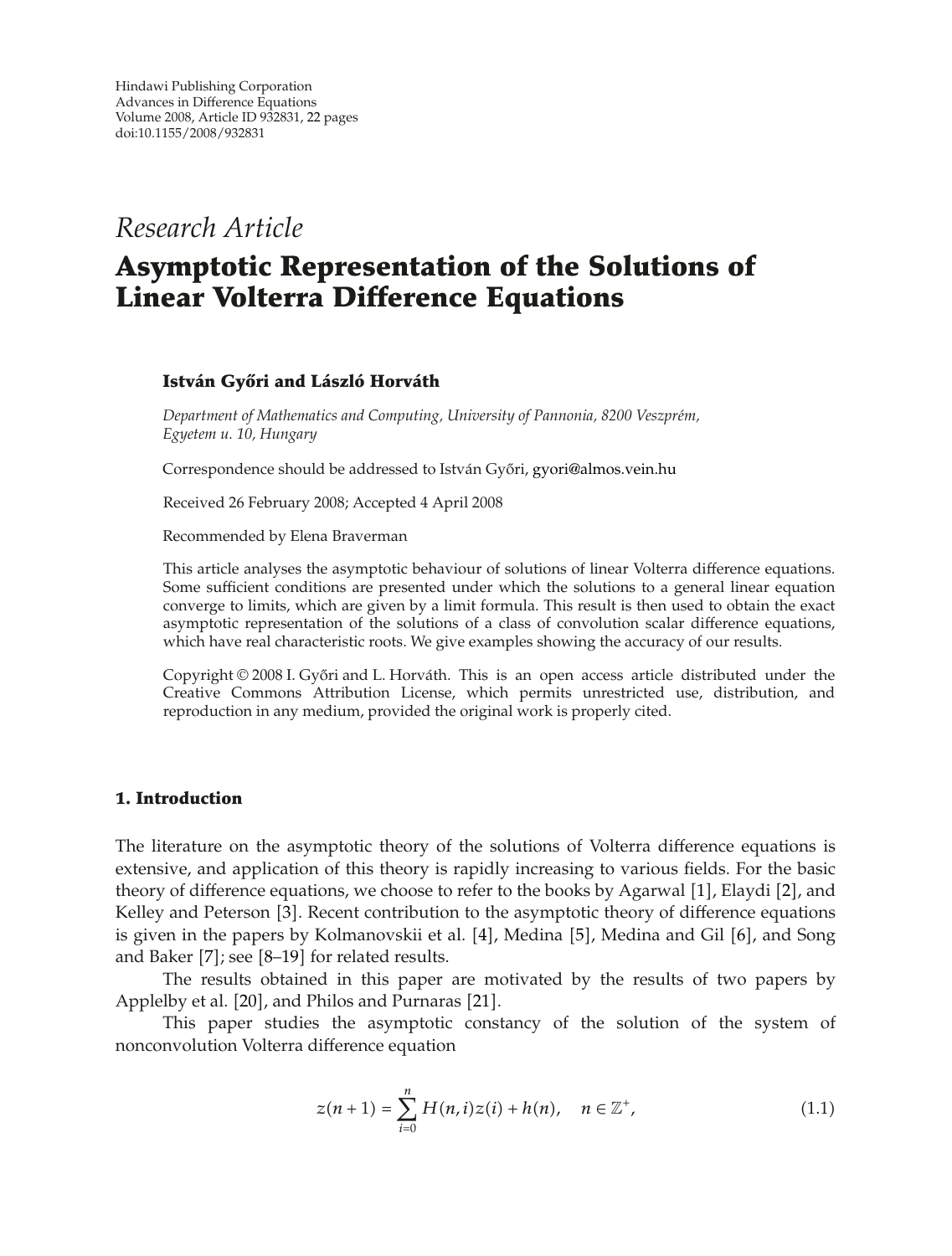Hindawi Publishing Corporation
Advances in Difference Equations
Volume 2008, Article ID 932831, 22 pages
doi:10.1155/2008/932831

*Research Article*

# Asymptotic Representation of the Solutions of Linear Volterra Difference Equations

**István Győri and László Horváth**

*Department of Mathematics and Computing, University of Pannonia, 8200 Veszprém, Egyetem u. 10, Hungary*

Correspondence should be addressed to István Győri, gyori@almos.vein.hu

Received 26 February 2008; Accepted 4 April 2008

Recommended by Elena Braverman

This article analyses the asymptotic behaviour of solutions of linear Volterra difference equations. Some sufficient conditions are presented under which the solutions to a general linear equation converge to limits, which are given by a limit formula. This result is then used to obtain the exact asymptotic representation of the solutions of a class of convolution scalar difference equations, which have real characteristic roots. We give examples showing the accuracy of our results.

Copyright © 2008 I. Győri and L. Horváth. This is an open access article distributed under the Creative Commons Attribution License, which permits unrestricted use, distribution, and reproduction in any medium, provided the original work is properly cited.

## 1. Introduction

The literature on the asymptotic theory of the solutions of Volterra difference equations is extensive, and application of this theory is rapidly increasing to various fields. For the basic theory of difference equations, we choose to refer to the books by Agarwal [1], Elaydi [2], and Kelley and Peterson [3]. Recent contribution to the asymptotic theory of difference equations is given in the papers by Kolmanovskii et al. [4], Medina [5], Medina and Gil [6], and Song and Baker [7]; see [8–19] for related results.

The results obtained in this paper are motivated by the results of two papers by Applelby et al. [20], and Philos and Purnaras [21].

This paper studies the asymptotic constancy of the solution of the system of nonconvolution Volterra difference equation

$$z(n+1) = \sum_{i=0}^{n} H(n,i)z(i) + h(n), \quad n \in \mathbb{Z}^{+}, \tag{1.1}$$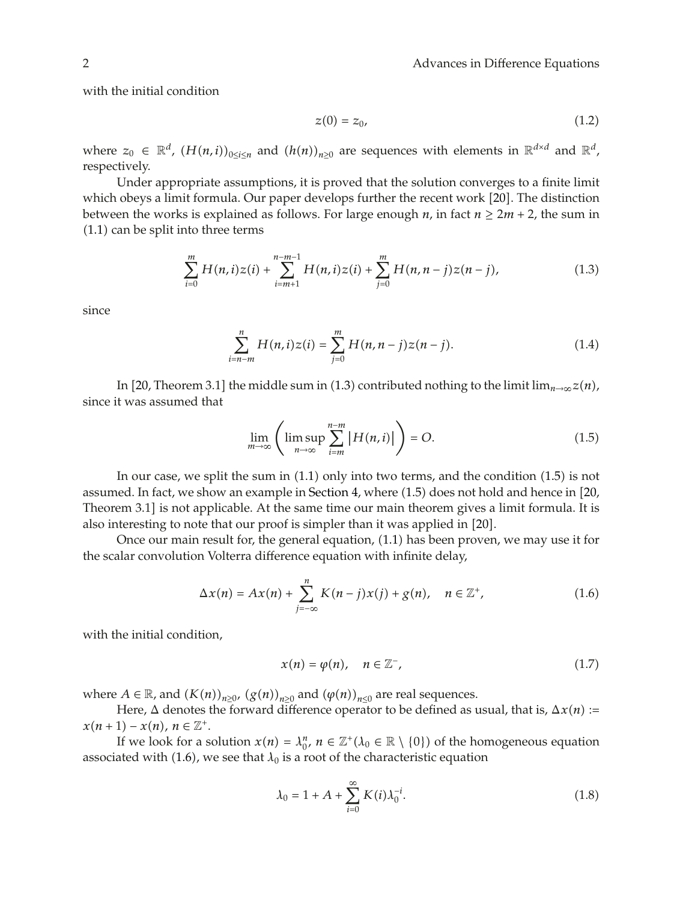with the initial condition

$$z(0) = z_0, \tag{1.2}$$

where $z_0 \in \mathbb{R}^d$, $(H(n,i))_{0\le i\le n}$ and $(h(n))_{n\ge 0}$ are sequences with elements in $\mathbb{R}^{d\times d}$ and $\mathbb{R}^d$, respectively.

Under appropriate assumptions, it is proved that the solution converges to a finite limit which obeys a limit formula. Our paper develops further the recent work [20]. The distinction between the works is explained as follows. For large enough $n$, in fact $n \ge 2m+2$, the sum in (1.1) can be split into three terms

$$\sum_{i=0}^{m} H(n,i)z(i) + \sum_{i=m+1}^{n-m-1} H(n,i)z(i) + \sum_{j=0}^{m} H(n,n-j)z(n-j), \tag{1.3}$$

since

$$\sum_{i=n-m}^{n} H(n,i)z(i) = \sum_{j=0}^{m} H(n,n-j)z(n-j). \tag{1.4}$$

In [20, Theorem 3.1] the middle sum in (1.3) contributed nothing to the limit $\lim_{n\to\infty} z(n)$, since it was assumed that

$$\lim_{m\to\infty}\left(\limsup_{n\to\infty}\sum_{i=m}^{n-m}\left|H(n,i)\right|\right) = O. \tag{1.5}$$

In our case, we split the sum in (1.1) only into two terms, and the condition (1.5) is not assumed. In fact, we show an example in Section 4, where (1.5) does not hold and hence in [20, Theorem 3.1] is not applicable. At the same time our main theorem gives a limit formula. It is also interesting to note that our proof is simpler than it was applied in [20].

Once our main result for, the general equation, (1.1) has been proven, we may use it for the scalar convolution Volterra difference equation with infinite delay,

$$\Delta x(n) = Ax(n) + \sum_{j=-\infty}^{n} K(n-j)x(j) + g(n), \quad n \in \mathbb{Z}^+, \tag{1.6}$$

with the initial condition,

$$x(n) = \varphi(n), \quad n \in \mathbb{Z}^-, \tag{1.7}$$

where $A \in \mathbb{R}$, and $(K(n))_{n\ge 0}$, $(g(n))_{n\ge 0}$ and $(\varphi(n))_{n\le 0}$ are real sequences.

Here, $\Delta$ denotes the forward difference operator to be defined as usual, that is, $\Delta x(n) := x(n+1) - x(n)$, $n \in \mathbb{Z}^+$.

If we look for a solution $x(n) = \lambda_0^n$, $n \in \mathbb{Z}^+ (\lambda_0 \in \mathbb{R}\setminus\{0\})$ of the homogeneous equation associated with (1.6), we see that $\lambda_0$ is a root of the characteristic equation

$$\lambda_0 = 1 + A + \sum_{i=0}^{\infty} K(i)\lambda_0^{-i}. \tag{1.8}$$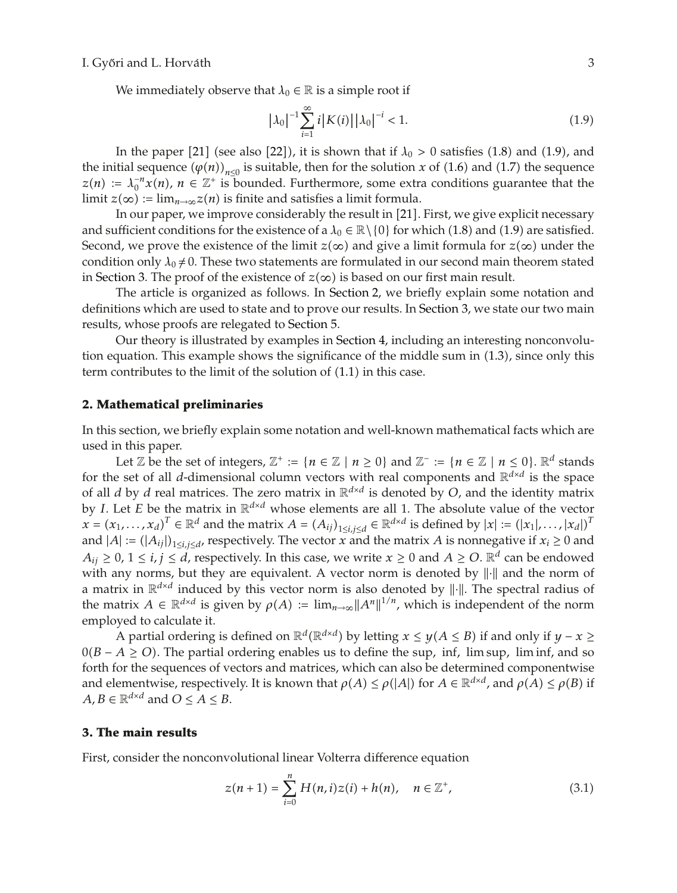We immediately observe that $\lambda_0 \in \mathbb{R}$ is a simple root if

$$\left|\lambda_0\right|^{-1}\sum_{i=1}^{\infty} i\left|K(i)\right|\left|\lambda_0\right|^{-i} < 1. \tag{1.9}$$

In the paper [21] (see also [22]), it is shown that if $\lambda_0 > 0$ satisfies (1.8) and (1.9), and the initial sequence $(\varphi(n))_{n\leq 0}$ is suitable, then for the solution $x$ of (1.6) and (1.7) the sequence $z(n) := \lambda_0^{-n}x(n)$, $n \in \mathbb{Z}^+$ is bounded. Furthermore, some extra conditions guarantee that the limit $z(\infty) := \lim_{n\to\infty} z(n)$ is finite and satisfies a limit formula.

In our paper, we improve considerably the result in [21]. First, we give explicit necessary and sufficient conditions for the existence of a $\lambda_0 \in \mathbb{R}\setminus\{0\}$ for which (1.8) and (1.9) are satisfied. Second, we prove the existence of the limit $z(\infty)$ and give a limit formula for $z(\infty)$ under the condition only $\lambda_0 \neq 0$. These two statements are formulated in our second main theorem stated in Section 3. The proof of the existence of $z(\infty)$ is based on our first main result.

The article is organized as follows. In Section 2, we briefly explain some notation and definitions which are used to state and to prove our results. In Section 3, we state our two main results, whose proofs are relegated to Section 5.

Our theory is illustrated by examples in Section 4, including an interesting nonconvolution equation. This example shows the significance of the middle sum in (1.3), since only this term contributes to the limit of the solution of (1.1) in this case.

## 2. Mathematical preliminaries

In this section, we briefly explain some notation and well-known mathematical facts which are used in this paper.

Let $\mathbb{Z}$ be the set of integers, $\mathbb{Z}^+ := \{n \in \mathbb{Z} \mid n \geq 0\}$ and $\mathbb{Z}^- := \{n \in \mathbb{Z} \mid n \leq 0\}$. $\mathbb{R}^d$ stands for the set of all $d$-dimensional column vectors with real components and $\mathbb{R}^{d\times d}$ is the space of all $d$ by $d$ real matrices. The zero matrix in $\mathbb{R}^{d\times d}$ is denoted by $O$, and the identity matrix by $I$. Let $E$ be the matrix in $\mathbb{R}^{d\times d}$ whose elements are all 1. The absolute value of the vector $x = (x_1, \ldots, x_d)^T \in \mathbb{R}^d$ and the matrix $A = (A_{ij})_{1\leq i,j\leq d} \in \mathbb{R}^{d\times d}$ is defined by $|x| := (|x_1|, \ldots, |x_d|)^T$ and $|A| := (|A_{ij}|)_{1\leq i,j\leq d}$, respectively. The vector $x$ and the matrix $A$ is nonnegative if $x_i \geq 0$ and $A_{ij} \geq 0$, $1 \leq i, j \leq d$, respectively. In this case, we write $x \geq 0$ and $A \geq O$. $\mathbb{R}^d$ can be endowed with any norms, but they are equivalent. A vector norm is denoted by $\|\cdot\|$ and the norm of a matrix in $\mathbb{R}^{d\times d}$ induced by this vector norm is also denoted by $\|\cdot\|$. The spectral radius of the matrix $A \in \mathbb{R}^{d\times d}$ is given by $\rho(A) := \lim_{n\to\infty} \|A^n\|^{1/n}$, which is independent of the norm employed to calculate it.

A partial ordering is defined on $\mathbb{R}^d(\mathbb{R}^{d\times d})$ by letting $x \leq y (A \leq B)$ if and only if $y - x \geq 0 (B - A \geq O)$. The partial ordering enables us to define the sup, inf, lim sup, lim inf, and so forth for the sequences of vectors and matrices, which can also be determined componentwise and elementwise, respectively. It is known that $\rho(A) \leq \rho(|A|)$ for $A \in \mathbb{R}^{d\times d}$, and $\rho(A) \leq \rho(B)$ if $A, B \in \mathbb{R}^{d\times d}$ and $O \leq A \leq B$.

## 3. The main results

First, consider the nonconvolutional linear Volterra difference equation

$$z(n+1) = \sum_{i=0}^{n} H(n,i)z(i) + h(n), \quad n \in \mathbb{Z}^+, \tag{3.1}$$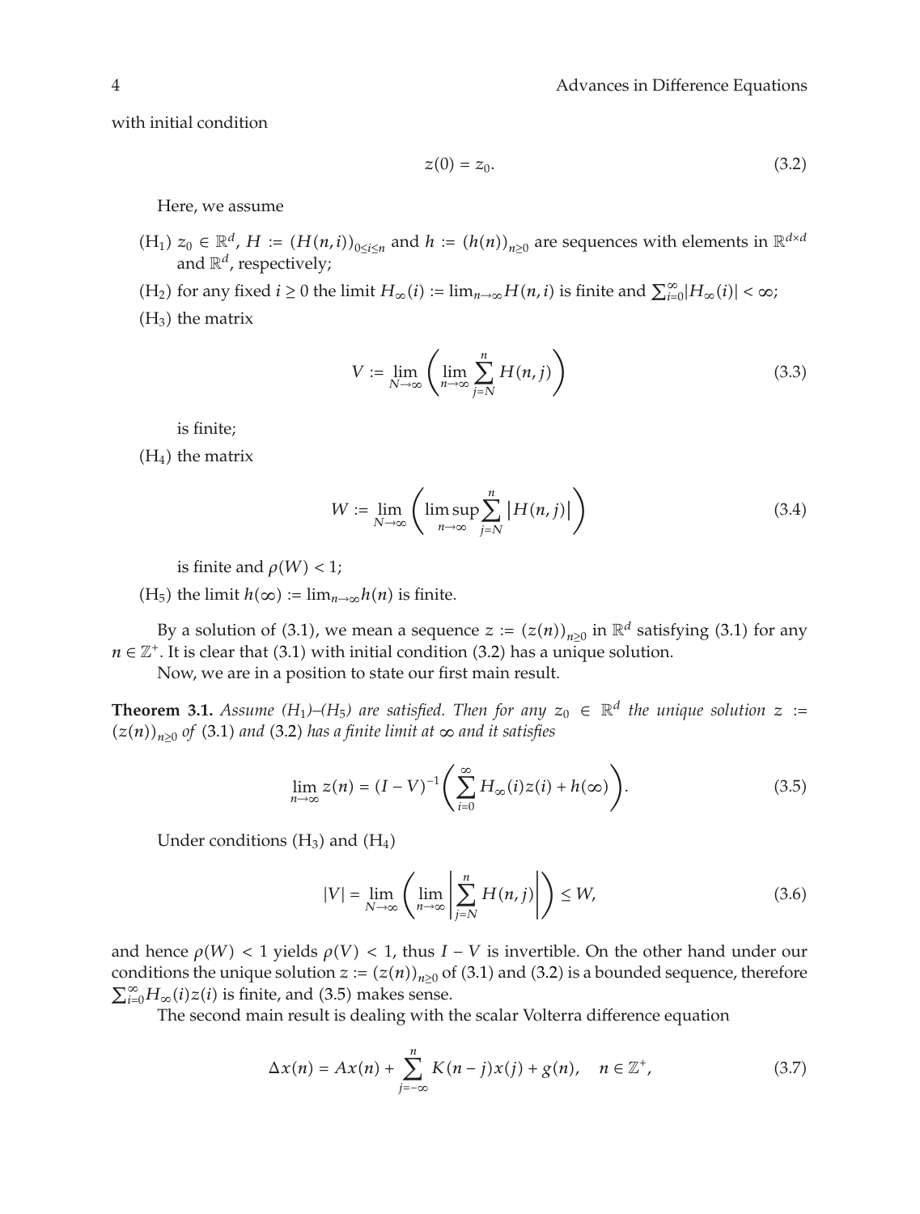with initial condition

$$z(0) = z_0. \tag{3.2}$$

Here, we assume

- (H$_1$) $z_0 \in \mathbb{R}^d$, $H := (H(n,i))_{0\le i\le n}$ and $h := (h(n))_{n\ge 0}$ are sequences with elements in $\mathbb{R}^{d\times d}$ and $\mathbb{R}^d$, respectively;
- (H$_2$) for any fixed $i \ge 0$ the limit $H_\infty(i) := \lim_{n\to\infty} H(n,i)$ is finite and $\sum_{i=0}^{\infty} |H_\infty(i)| < \infty$;
- (H$_3$) the matrix

$$V := \lim_{N\to\infty}\left(\lim_{n\to\infty}\sum_{j=N}^{n} H(n,j)\right) \tag{3.3}$$

is finite;

- (H$_4$) the matrix

$$W := \lim_{N\to\infty}\left(\limsup_{n\to\infty}\sum_{j=N}^{n} |H(n,j)|\right) \tag{3.4}$$

is finite and $\rho(W) < 1$;

- (H$_5$) the limit $h(\infty) := \lim_{n\to\infty} h(n)$ is finite.

By a solution of (3.1), we mean a sequence $z := (z(n))_{n\ge 0}$ in $\mathbb{R}^d$ satisfying (3.1) for any $n \in \mathbb{Z}^+$. It is clear that (3.1) with initial condition (3.2) has a unique solution.

Now, we are in a position to state our first main result.

**Theorem 3.1.** *Assume (H$_1$)–(H$_5$) are satisfied. Then for any $z_0 \in \mathbb{R}^d$ the unique solution $z := (z(n))_{n\ge 0}$ of* (3.1) *and* (3.2) *has a finite limit at $\infty$ and it satisfies*

$$\lim_{n\to\infty} z(n) = (I - V)^{-1}\left(\sum_{i=0}^{\infty} H_\infty(i) z(i) + h(\infty)\right). \tag{3.5}$$

Under conditions (H$_3$) and (H$_4$)

$$|V| = \lim_{N\to\infty}\left(\lim_{n\to\infty}\left|\sum_{j=N}^{n} H(n,j)\right|\right) \le W, \tag{3.6}$$

and hence $\rho(W) < 1$ yields $\rho(V) < 1$, thus $I - V$ is invertible. On the other hand under our conditions the unique solution $z := (z(n))_{n\ge 0}$ of (3.1) and (3.2) is a bounded sequence, therefore $\sum_{i=0}^{\infty} H_\infty(i) z(i)$ is finite, and (3.5) makes sense.

The second main result is dealing with the scalar Volterra difference equation

$$\Delta x(n) = Ax(n) + \sum_{j=-\infty}^{n} K(n-j)x(j) + g(n), \quad n \in \mathbb{Z}^+, \tag{3.7}$$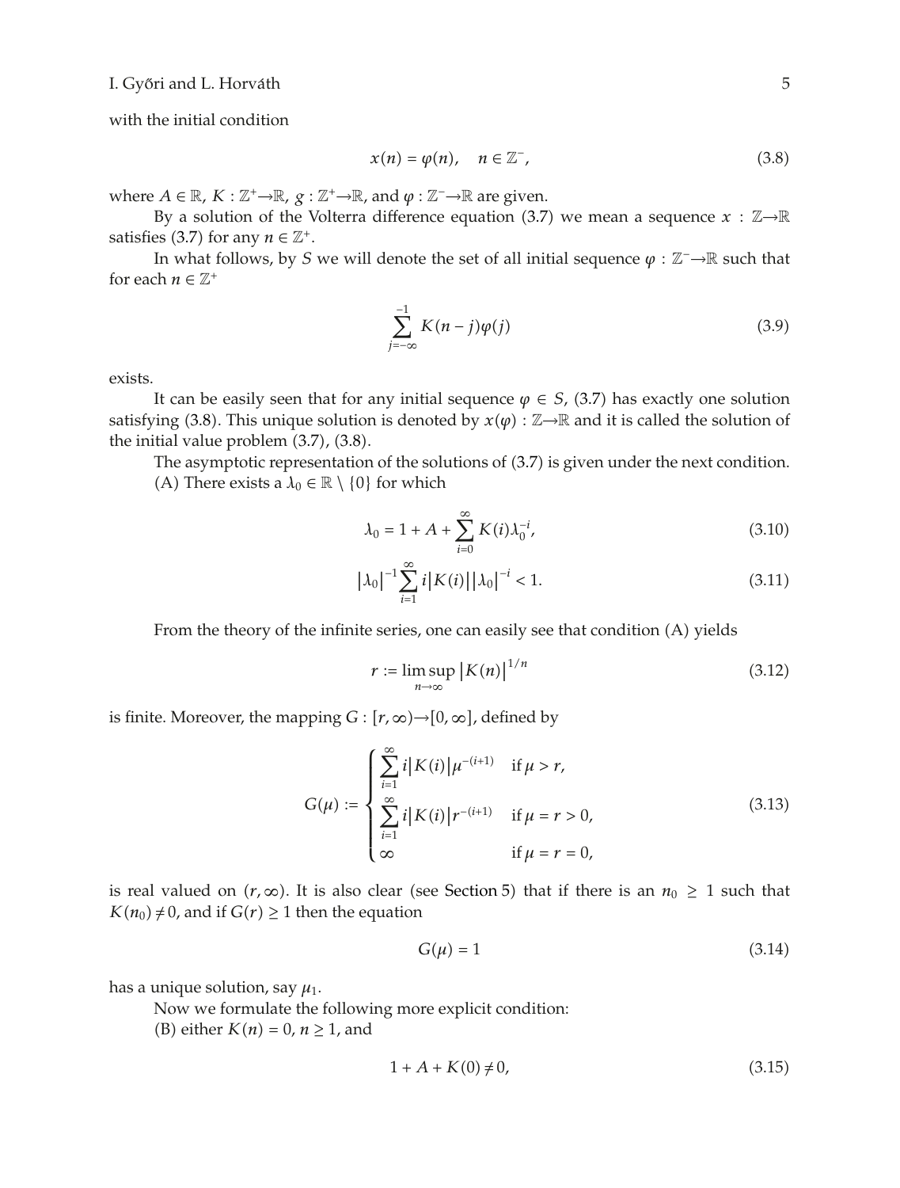with the initial condition

$$x(n) = \varphi(n), \quad n \in \mathbb{Z}^-, \tag{3.8}$$

where $A \in \mathbb{R}$, $K : \mathbb{Z}^+ \to \mathbb{R}$, $g : \mathbb{Z}^+ \to \mathbb{R}$, and $\varphi : \mathbb{Z}^- \to \mathbb{R}$ are given.

By a solution of the Volterra difference equation (3.7) we mean a sequence $x : \mathbb{Z} \to \mathbb{R}$ satisfies (3.7) for any $n \in \mathbb{Z}^+$.

In what follows, by $S$ we will denote the set of all initial sequence $\varphi : \mathbb{Z}^- \to \mathbb{R}$ such that for each $n \in \mathbb{Z}^+$

$$\sum_{j=-\infty}^{-1} K(n-j)\varphi(j) \tag{3.9}$$

exists.

It can be easily seen that for any initial sequence $\varphi \in S$, (3.7) has exactly one solution satisfying (3.8). This unique solution is denoted by $x(\varphi) : \mathbb{Z} \to \mathbb{R}$ and it is called the solution of the initial value problem (3.7), (3.8).

The asymptotic representation of the solutions of (3.7) is given under the next condition.

(A) There exists a $\lambda_0 \in \mathbb{R} \setminus \{0\}$ for which

$$\lambda_0 = 1 + A + \sum_{i=0}^{\infty} K(i)\lambda_0^{-i}, \tag{3.10}$$

$$\left|\lambda_0\right|^{-1} \sum_{i=1}^{\infty} i\left|K(i)\right|\left|\lambda_0\right|^{-i} < 1. \tag{3.11}$$

From the theory of the infinite series, one can easily see that condition (A) yields

$$r := \limsup_{n\to\infty} \left|K(n)\right|^{1/n} \tag{3.12}$$

is finite. Moreover, the mapping $G : [r, \infty) \to [0, \infty]$, defined by

$$G(\mu) := \begin{cases} \sum_{i=1}^{\infty} i\left|K(i)\right|\mu^{-(i+1)} & \text{if } \mu > r, \\ \sum_{i=1}^{\infty} i\left|K(i)\right| r^{-(i+1)} & \text{if } \mu = r > 0, \\ \infty & \text{if } \mu = r = 0, \end{cases} \tag{3.13}$$

is real valued on $(r, \infty)$. It is also clear (see Section 5) that if there is an $n_0 \geq 1$ such that $K(n_0) \neq 0$, and if $G(r) \geq 1$ then the equation

$$G(\mu) = 1 \tag{3.14}$$

has a unique solution, say $\mu_1$.

Now we formulate the following more explicit condition:

(B) either $K(n) = 0$, $n \geq 1$, and

$$1 + A + K(0) \neq 0, \tag{3.15}$$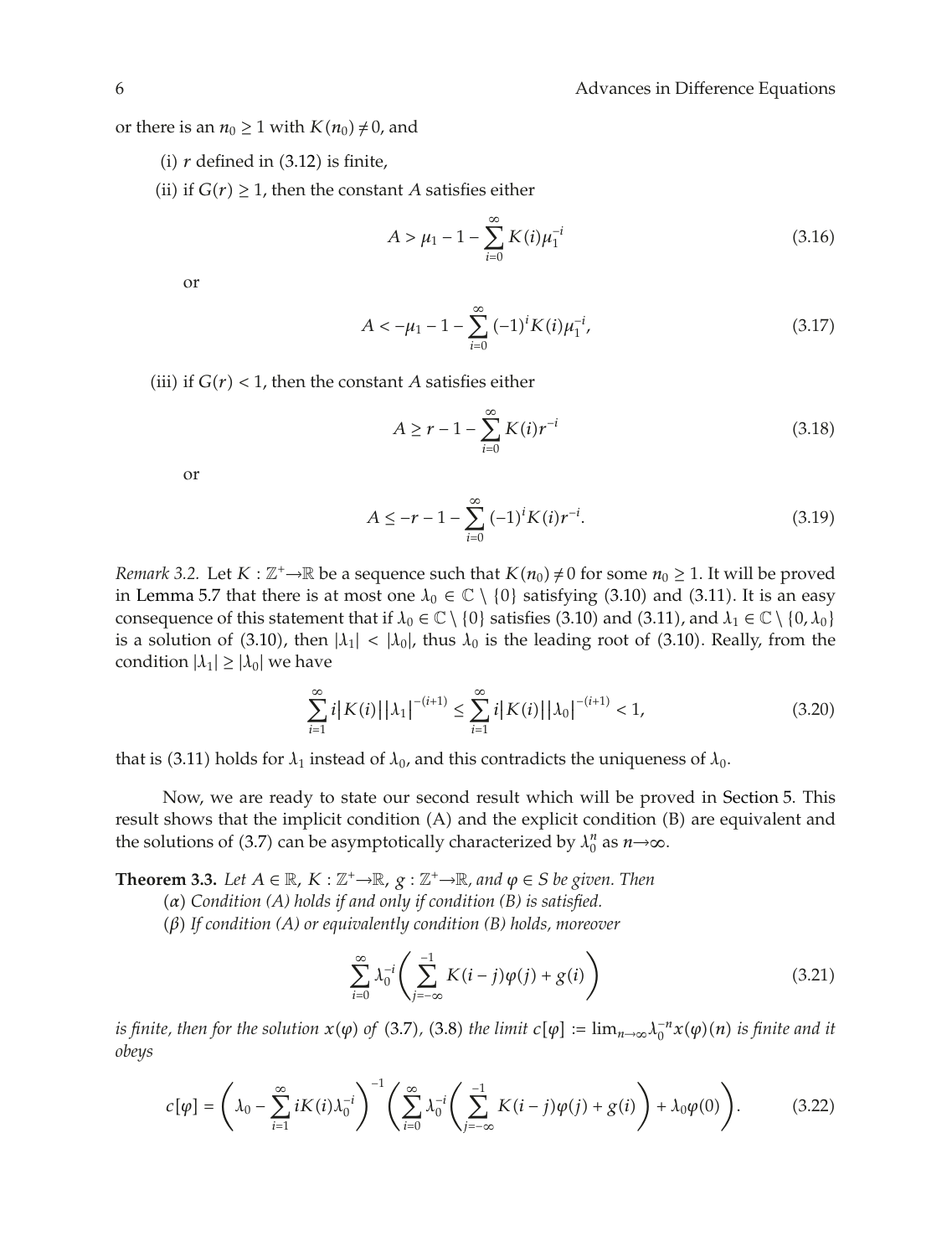or there is an $n_0 \geq 1$ with $K(n_0) \neq 0$, and

(i) $r$ defined in (3.12) is finite,

(ii) if $G(r) \geq 1$, then the constant $A$ satisfies either

$$A > \mu_1 - 1 - \sum_{i=0}^{\infty} K(i)\mu_1^{-i} \tag{3.16}$$

or

$$A < -\mu_1 - 1 - \sum_{i=0}^{\infty} (-1)^i K(i)\mu_1^{-i}, \tag{3.17}$$

(iii) if $G(r) < 1$, then the constant $A$ satisfies either

$$A \geq r - 1 - \sum_{i=0}^{\infty} K(i) r^{-i} \tag{3.18}$$

or

$$A \leq -r - 1 - \sum_{i=0}^{\infty} (-1)^i K(i) r^{-i}. \tag{3.19}$$

*Remark 3.2.* Let $K : \mathbb{Z}^+ \to \mathbb{R}$ be a sequence such that $K(n_0) \neq 0$ for some $n_0 \geq 1$. It will be proved in Lemma 5.7 that there is at most one $\lambda_0 \in \mathbb{C} \setminus \{0\}$ satisfying (3.10) and (3.11). It is an easy consequence of this statement that if $\lambda_0 \in \mathbb{C} \setminus \{0\}$ satisfies (3.10) and (3.11), and $\lambda_1 \in \mathbb{C} \setminus \{0, \lambda_0\}$ is a solution of (3.10), then $|\lambda_1| < |\lambda_0|$, thus $\lambda_0$ is the leading root of (3.10). Really, from the condition $|\lambda_1| \geq |\lambda_0|$ we have

$$\sum_{i=1}^{\infty} i|K(i)||\lambda_1|^{-(i+1)} \leq \sum_{i=1}^{\infty} i|K(i)||\lambda_0|^{-(i+1)} < 1, \tag{3.20}$$

that is (3.11) holds for $\lambda_1$ instead of $\lambda_0$, and this contradicts the uniqueness of $\lambda_0$.

Now, we are ready to state our second result which will be proved in Section 5. This result shows that the implicit condition (A) and the explicit condition (B) are equivalent and the solutions of (3.7) can be asymptotically characterized by $\lambda_0^n$ as $n \to \infty$.

**Theorem 3.3.** *Let $A \in \mathbb{R}$, $K : \mathbb{Z}^+ \to \mathbb{R}$, $g : \mathbb{Z}^+ \to \mathbb{R}$, and $\varphi \in S$ be given. Then*

($\alpha$) *Condition (A) holds if and only if condition (B) is satisfied.*

($\beta$) *If condition (A) or equivalently condition (B) holds, moreover*

$$\sum_{i=0}^{\infty} \lambda_0^{-i} \left( \sum_{j=-\infty}^{-1} K(i-j)\varphi(j) + g(i) \right) \tag{3.21}$$

*is finite, then for the solution $x(\varphi)$ of (3.7), (3.8) the limit $c[\varphi] := \lim_{n\to\infty} \lambda_0^{-n} x(\varphi)(n)$ is finite and it obeys*

$$c[\varphi] = \left( \lambda_0 - \sum_{i=1}^{\infty} iK(i)\lambda_0^{-i} \right)^{-1} \left( \sum_{i=0}^{\infty} \lambda_0^{-i} \left( \sum_{j=-\infty}^{-1} K(i-j)\varphi(j) + g(i) \right) + \lambda_0 \varphi(0) \right). \tag{3.22}$$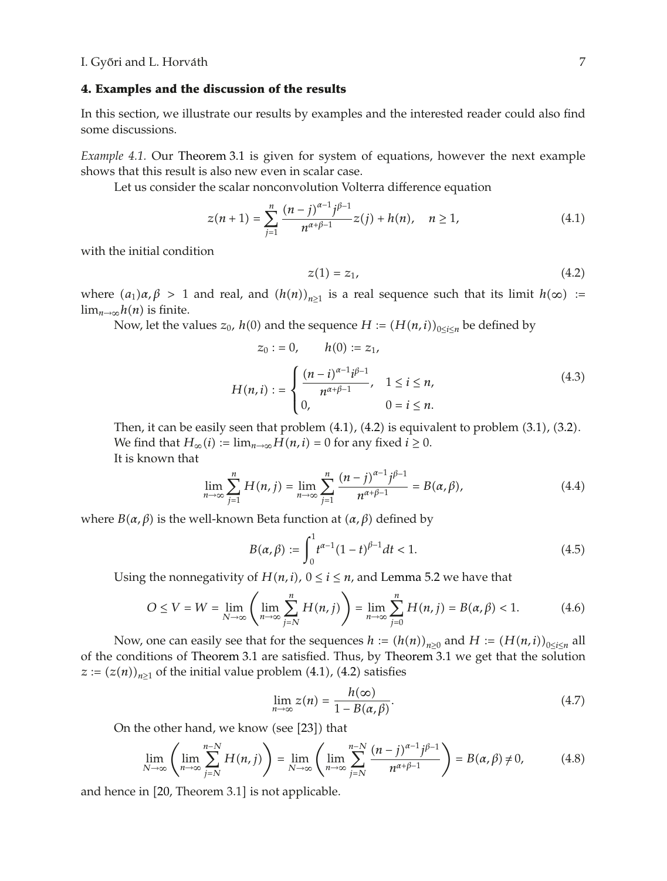## 4. Examples and the discussion of the results

In this section, we illustrate our results by examples and the interested reader could also find some discussions.

*Example 4.1.* Our Theorem 3.1 is given for system of equations, however the next example shows that this result is also new even in scalar case.

Let us consider the scalar nonconvolution Volterra difference equation

$$z(n+1) = \sum_{j=1}^{n} \frac{(n-j)^{\alpha-1} j^{\beta-1}}{n^{\alpha+\beta-1}} z(j) + h(n), \quad n \geq 1, \tag{4.1}$$

with the initial condition

$$z(1) = z_1, \tag{4.2}$$

where $(a_1)\alpha, \beta > 1$ and real, and $(h(n))_{n\geq 1}$ is a real sequence such that its limit $h(\infty) := \lim_{n\to\infty} h(n)$ is finite.

Now, let the values $z_0$, $h(0)$ and the sequence $H := (H(n,i))_{0\leq i\leq n}$ be defined by

$$z_0 := 0, \qquad h(0) := z_1,$$
$$H(n,i) := \begin{cases} \dfrac{(n-i)^{\alpha-1} i^{\beta-1}}{n^{\alpha+\beta-1}}, & 1 \leq i \leq n, \\ 0, & 0 = i \leq n. \end{cases} \tag{4.3}$$

Then, it can be easily seen that problem (4.1), (4.2) is equivalent to problem (3.1), (3.2).

We find that $H_\infty(i) := \lim_{n\to\infty} H(n,i) = 0$ for any fixed $i \geq 0$.

It is known that

$$\lim_{n\to\infty} \sum_{j=1}^{n} H(n,j) = \lim_{n\to\infty} \sum_{j=1}^{n} \frac{(n-j)^{\alpha-1} j^{\beta-1}}{n^{\alpha+\beta-1}} = B(\alpha,\beta), \tag{4.4}$$

where $B(\alpha,\beta)$ is the well-known Beta function at $(\alpha,\beta)$ defined by

$$B(\alpha,\beta) := \int_0^1 t^{\alpha-1}(1-t)^{\beta-1} dt < 1. \tag{4.5}$$

Using the nonnegativity of $H(n,i)$, $0 \leq i \leq n$, and Lemma 5.2 we have that

$$O \leq V = W = \lim_{N\to\infty} \left( \lim_{n\to\infty} \sum_{j=N}^{n} H(n,j) \right) = \lim_{n\to\infty} \sum_{j=0}^{n} H(n,j) = B(\alpha,\beta) < 1. \tag{4.6}$$

Now, one can easily see that for the sequences $h := (h(n))_{n\geq 0}$ and $H := (H(n,i))_{0\leq i\leq n}$ all of the conditions of Theorem 3.1 are satisfied. Thus, by Theorem 3.1 we get that the solution $z := (z(n))_{n\geq 1}$ of the initial value problem (4.1), (4.2) satisfies

$$\lim_{n\to\infty} z(n) = \frac{h(\infty)}{1 - B(\alpha,\beta)}. \tag{4.7}$$

On the other hand, we know (see [23]) that

$$\lim_{N\to\infty} \left( \lim_{n\to\infty} \sum_{j=N}^{n-N} H(n,j) \right) = \lim_{N\to\infty} \left( \lim_{n\to\infty} \sum_{j=N}^{n-N} \frac{(n-j)^{\alpha-1} j^{\beta-1}}{n^{\alpha+\beta-1}} \right) = B(\alpha,\beta) \neq 0, \tag{4.8}$$

and hence in [20, Theorem 3.1] is not applicable.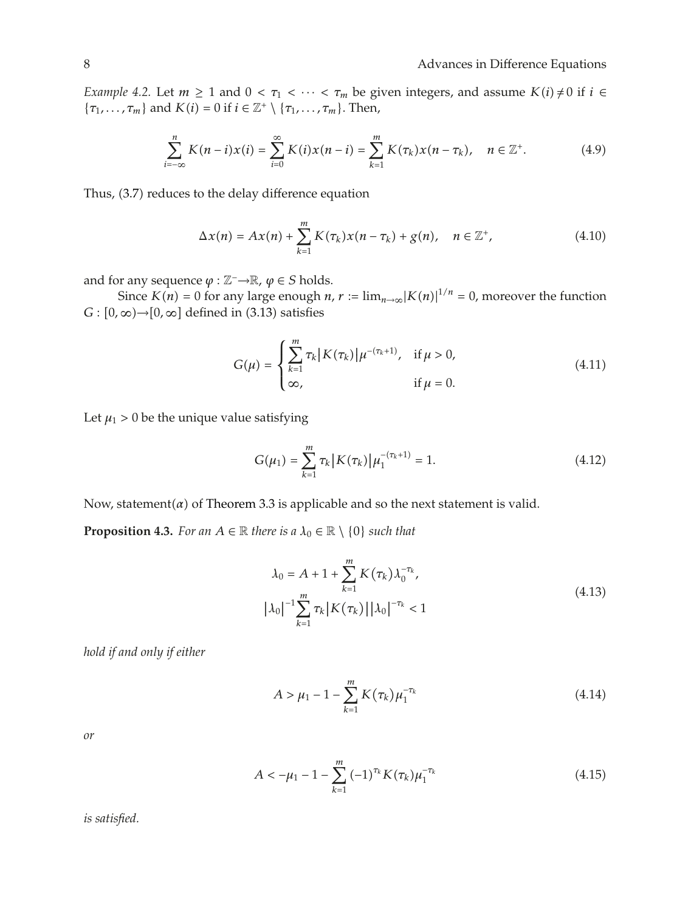*Example 4.2.* Let $m \geq 1$ and $0 < \tau_1 < \cdots < \tau_m$ be given integers, and assume $K(i) \neq 0$ if $i \in \{\tau_1, \ldots, \tau_m\}$ and $K(i) = 0$ if $i \in \mathbb{Z}^+ \setminus \{\tau_1, \ldots, \tau_m\}$. Then,

$$\sum_{i=-\infty}^{n} K(n-i)x(i) = \sum_{i=0}^{\infty} K(i)x(n-i) = \sum_{k=1}^{m} K(\tau_k)x(n-\tau_k), \quad n \in \mathbb{Z}^+. \tag{4.9}$$

Thus, (3.7) reduces to the delay difference equation

$$\Delta x(n) = Ax(n) + \sum_{k=1}^{m} K(\tau_k)x(n-\tau_k) + g(n), \quad n \in \mathbb{Z}^+, \tag{4.10}$$

and for any sequence $\varphi : \mathbb{Z}^- \to \mathbb{R}$, $\varphi \in S$ holds.

Since $K(n) = 0$ for any large enough $n$, $r := \lim_{n\to\infty} |K(n)|^{1/n} = 0$, moreover the function $G : [0, \infty) \to [0, \infty]$ defined in (3.13) satisfies

$$G(\mu) = \begin{cases} \displaystyle\sum_{k=1}^{m} \tau_k |K(\tau_k)| \mu^{-(\tau_k+1)}, & \text{if } \mu > 0, \\ \infty, & \text{if } \mu = 0. \end{cases} \tag{4.11}$$

Let $\mu_1 > 0$ be the unique value satisfying

$$G(\mu_1) = \sum_{k=1}^{m} \tau_k |K(\tau_k)| \mu_1^{-(\tau_k+1)} = 1. \tag{4.12}$$

Now, statement($\alpha$) of Theorem 3.3 is applicable and so the next statement is valid.

**Proposition 4.3.** *For an $A \in \mathbb{R}$ there is a $\lambda_0 \in \mathbb{R} \setminus \{0\}$ such that*

$$\begin{gathered} \lambda_0 = A + 1 + \sum_{k=1}^{m} K(\tau_k) \lambda_0^{-\tau_k}, \\ |\lambda_0|^{-1} \sum_{k=1}^{m} \tau_k |K(\tau_k)| |\lambda_0|^{-\tau_k} < 1 \end{gathered} \tag{4.13}$$

*hold if and only if either*

$$A > \mu_1 - 1 - \sum_{k=1}^{m} K(\tau_k) \mu_1^{-\tau_k} \tag{4.14}$$

*or*

$$A < -\mu_1 - 1 - \sum_{k=1}^{m} (-1)^{\tau_k} K(\tau_k) \mu_1^{-\tau_k} \tag{4.15}$$

*is satisfied.*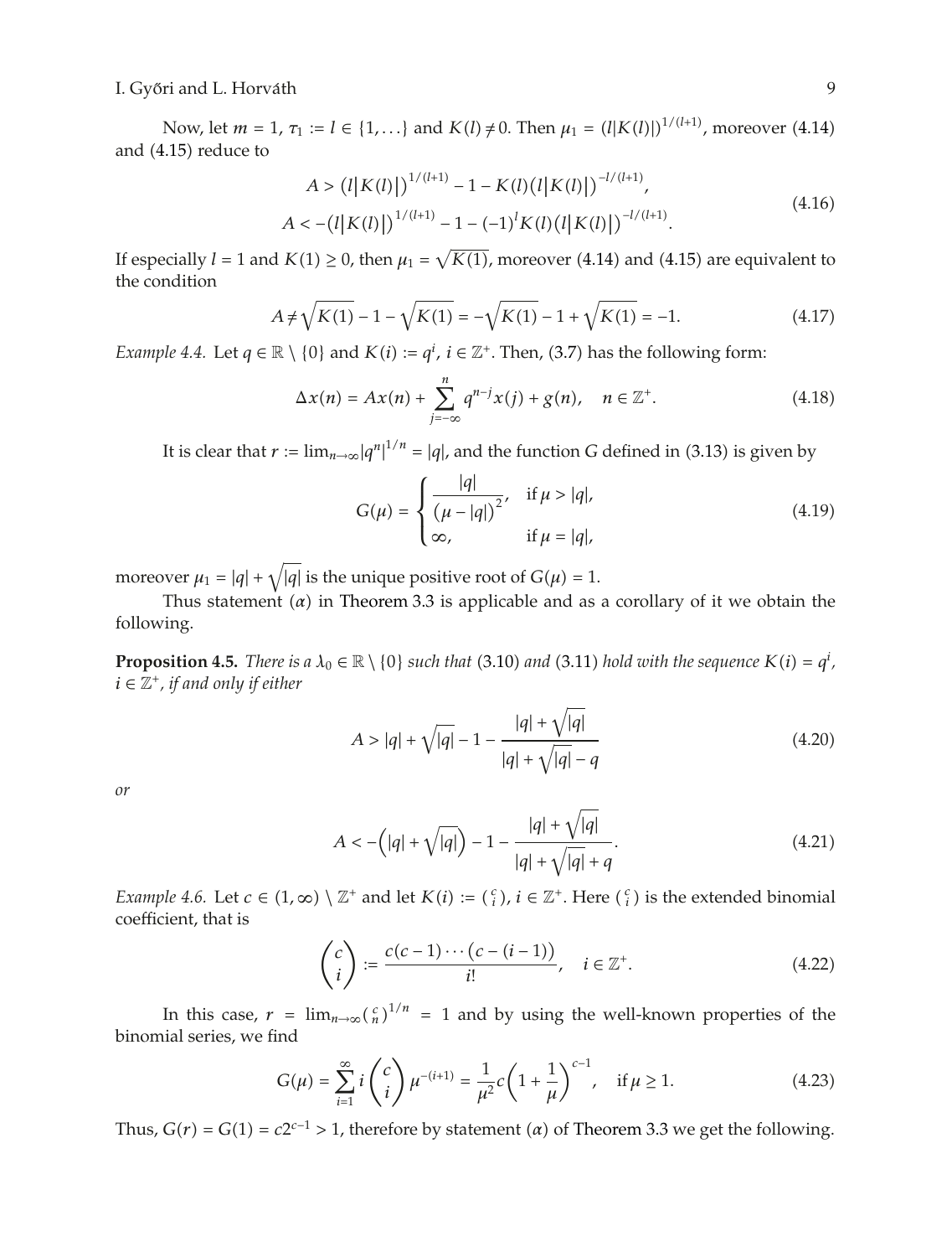Now, let $m = 1$, $\tau_1 := l \in \{1, \ldots\}$ and $K(l) \neq 0$. Then $\mu_1 = (l|K(l)|)^{1/(l+1)}$, moreover (4.14) and (4.15) reduce to

$$
\begin{aligned}
A &> \left(l\left|K(l)\right|\right)^{1/(l+1)} - 1 - K(l)\left(l\left|K(l)\right|\right)^{-l/(l+1)}, \\
A &< -\left(l\left|K(l)\right|\right)^{1/(l+1)} - 1 - (-1)^l K(l)\left(l\left|K(l)\right|\right)^{-l/(l+1)}.
\end{aligned}
\tag{4.16}
$$

If especially $l = 1$ and $K(1) \geq 0$, then $\mu_1 = \sqrt{K(1)}$, moreover (4.14) and (4.15) are equivalent to the condition

$$
A \neq \sqrt{K(1)} - 1 - \sqrt{K(1)} = -\sqrt{K(1)} - 1 + \sqrt{K(1)} = -1. \tag{4.17}
$$

*Example 4.4.* Let $q \in \mathbb{R} \setminus \{0\}$ and $K(i) := q^i$, $i \in \mathbb{Z}^+$. Then, (3.7) has the following form:

$$
\Delta x(n) = Ax(n) + \sum_{j=-\infty}^{n} q^{n-j} x(j) + g(n), \quad n \in \mathbb{Z}^+. \tag{4.18}
$$

It is clear that $r := \lim_{n\to\infty} |q^n|^{1/n} = |q|$, and the function $G$ defined in (3.13) is given by

$$
G(\mu) = \begin{cases} \dfrac{|q|}{\left(\mu - |q|\right)^2}, & \text{if } \mu > |q|, \\ \infty, & \text{if } \mu = |q|, \end{cases} \tag{4.19}
$$

moreover $\mu_1 = |q| + \sqrt{|q|}$ is the unique positive root of $G(\mu) = 1$.

Thus statement $(\alpha)$ in Theorem 3.3 is applicable and as a corollary of it we obtain the following.

**Proposition 4.5.** *There is a $\lambda_0 \in \mathbb{R} \setminus \{0\}$ such that* (3.10) *and* (3.11) *hold with the sequence $K(i) = q^i$, $i \in \mathbb{Z}^+$, if and only if either*

$$
A > |q| + \sqrt{|q|} - 1 - \frac{|q| + \sqrt{|q|}}{|q| + \sqrt{|q|} - q} \tag{4.20}
$$

*or*

$$
A < -\left(|q| + \sqrt{|q|}\right) - 1 - \frac{|q| + \sqrt{|q|}}{|q| + \sqrt{|q|} + q}. \tag{4.21}
$$

*Example 4.6.* Let $c \in (1, \infty) \setminus \mathbb{Z}^+$ and let $K(i) := \binom{c}{i}$, $i \in \mathbb{Z}^+$. Here $\binom{c}{i}$ is the extended binomial coefficient, that is

$$
\binom{c}{i} := \frac{c(c-1)\cdots\left(c-(i-1)\right)}{i!}, \quad i \in \mathbb{Z}^+. \tag{4.22}
$$

In this case, $r = \lim_{n\to\infty} \binom{c}{n}^{1/n} = 1$ and by using the well-known properties of the binomial series, we find

$$
G(\mu) = \sum_{i=1}^{\infty} i \binom{c}{i} \mu^{-(i+1)} = \frac{1}{\mu^2} c \left(1 + \frac{1}{\mu}\right)^{c-1}, \quad \text{if } \mu \geq 1. \tag{4.23}
$$

Thus, $G(r) = G(1) = c2^{c-1} > 1$, therefore by statement $(\alpha)$ of Theorem 3.3 we get the following.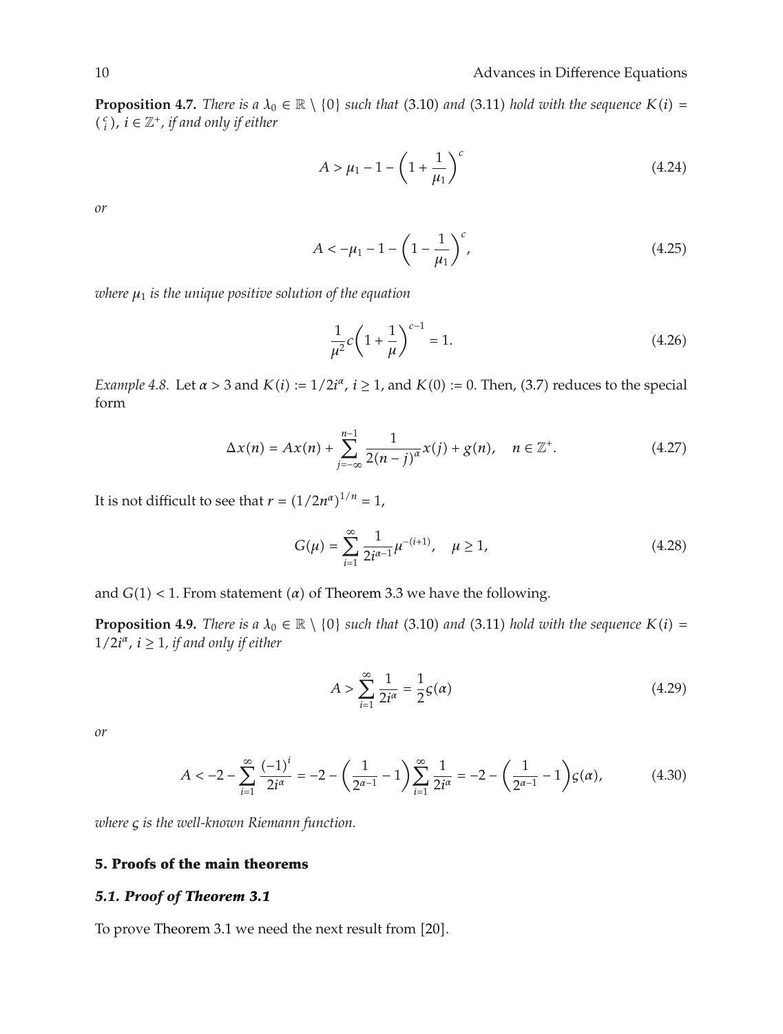**Proposition 4.7.** *There is a $\lambda_0 \in \mathbb{R} \setminus \{0\}$ such that* (3.10) *and* (3.11) *hold with the sequence $K(i) = \binom{c}{i}$, $i \in \mathbb{Z}^+$, if and only if either*

$$A > \mu_1 - 1 - \left(1 + \frac{1}{\mu_1}\right)^c \tag{4.24}$$

*or*

$$A < -\mu_1 - 1 - \left(1 - \frac{1}{\mu_1}\right)^c, \tag{4.25}$$

*where $\mu_1$ is the unique positive solution of the equation*

$$\frac{1}{\mu^2} c \left(1 + \frac{1}{\mu}\right)^{c-1} = 1. \tag{4.26}$$

*Example 4.8.* Let $\alpha > 3$ and $K(i) := 1/2i^\alpha$, $i \geq 1$, and $K(0) := 0$. Then, (3.7) reduces to the special form

$$\Delta x(n) = Ax(n) + \sum_{j=-\infty}^{n-1} \frac{1}{2(n-j)^\alpha} x(j) + g(n), \quad n \in \mathbb{Z}^+. \tag{4.27}$$

It is not difficult to see that $r = (1/2n^\alpha)^{1/n} = 1$,

$$G(\mu) = \sum_{i=1}^{\infty} \frac{1}{2i^{\alpha-1}} \mu^{-(i+1)}, \quad \mu \geq 1, \tag{4.28}$$

and $G(1) < 1$. From statement $(\alpha)$ of Theorem 3.3 we have the following.

**Proposition 4.9.** *There is a $\lambda_0 \in \mathbb{R} \setminus \{0\}$ such that* (3.10) *and* (3.11) *hold with the sequence $K(i) = 1/2i^\alpha$, $i \geq 1$, if and only if either*

$$A > \sum_{i=1}^{\infty} \frac{1}{2i^\alpha} = \frac{1}{2} \varsigma(\alpha) \tag{4.29}$$

*or*

$$A < -2 - \sum_{i=1}^{\infty} \frac{(-1)^i}{2i^\alpha} = -2 - \left(\frac{1}{2^{\alpha-1}} - 1\right) \sum_{i=1}^{\infty} \frac{1}{2i^\alpha} = -2 - \left(\frac{1}{2^{\alpha-1}} - 1\right) \varsigma(\alpha), \tag{4.30}$$

*where $\varsigma$ is the well-known Riemann function.*

## 5. Proofs of the main theorems

### 5.1. Proof of Theorem 3.1

To prove Theorem 3.1 we need the next result from [20].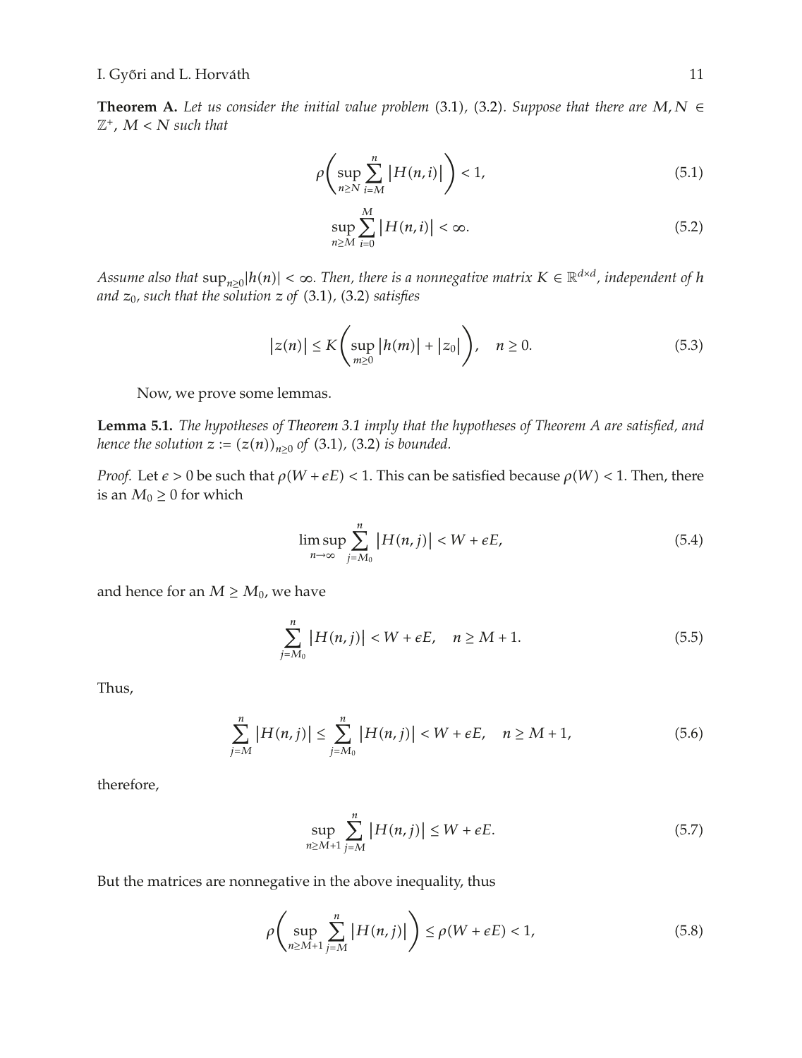**Theorem A.** *Let us consider the initial value problem* (3.1)*,* (3.2)*. Suppose that there are $M, N \in \mathbb{Z}^+$, $M < N$ such that*

$$\rho\left(\sup_{n\geq N}\sum_{i=M}^{n}\left|H(n,i)\right|\right) < 1, \tag{5.1}$$

$$\sup_{n\geq M}\sum_{i=0}^{M}\left|H(n,i)\right| < \infty. \tag{5.2}$$

*Assume also that $\sup_{n\geq 0}|h(n)| < \infty$. Then, there is a nonnegative matrix $K \in \mathbb{R}^{d\times d}$, independent of $h$ and $z_0$, such that the solution $z$ of* (3.1)*,* (3.2) *satisfies*

$$\left|z(n)\right| \leq K\left(\sup_{m\geq 0}\left|h(m)\right| + \left|z_0\right|\right), \quad n \geq 0. \tag{5.3}$$

Now, we prove some lemmas.

**Lemma 5.1.** *The hypotheses of Theorem 3.1 imply that the hypotheses of Theorem A are satisfied, and hence the solution $z := (z(n))_{n\geq 0}$ of* (3.1)*,* (3.2) *is bounded.*

*Proof.* Let $\epsilon > 0$ be such that $\rho(W + \epsilon E) < 1$. This can be satisfied because $\rho(W) < 1$. Then, there is an $M_0 \geq 0$ for which

$$\limsup_{n\to\infty}\sum_{j=M_0}^{n}\left|H(n,j)\right| < W + \epsilon E, \tag{5.4}$$

and hence for an $M \geq M_0$, we have

$$\sum_{j=M_0}^{n}\left|H(n,j)\right| < W + \epsilon E, \quad n \geq M+1. \tag{5.5}$$

Thus,

$$\sum_{j=M}^{n}\left|H(n,j)\right| \leq \sum_{j=M_0}^{n}\left|H(n,j)\right| < W + \epsilon E, \quad n \geq M+1, \tag{5.6}$$

therefore,

$$\sup_{n\geq M+1}\sum_{j=M}^{n}\left|H(n,j)\right| \leq W + \epsilon E. \tag{5.7}$$

But the matrices are nonnegative in the above inequality, thus

$$\rho\left(\sup_{n\geq M+1}\sum_{j=M}^{n}\left|H(n,j)\right|\right) \leq \rho(W + \epsilon E) < 1, \tag{5.8}$$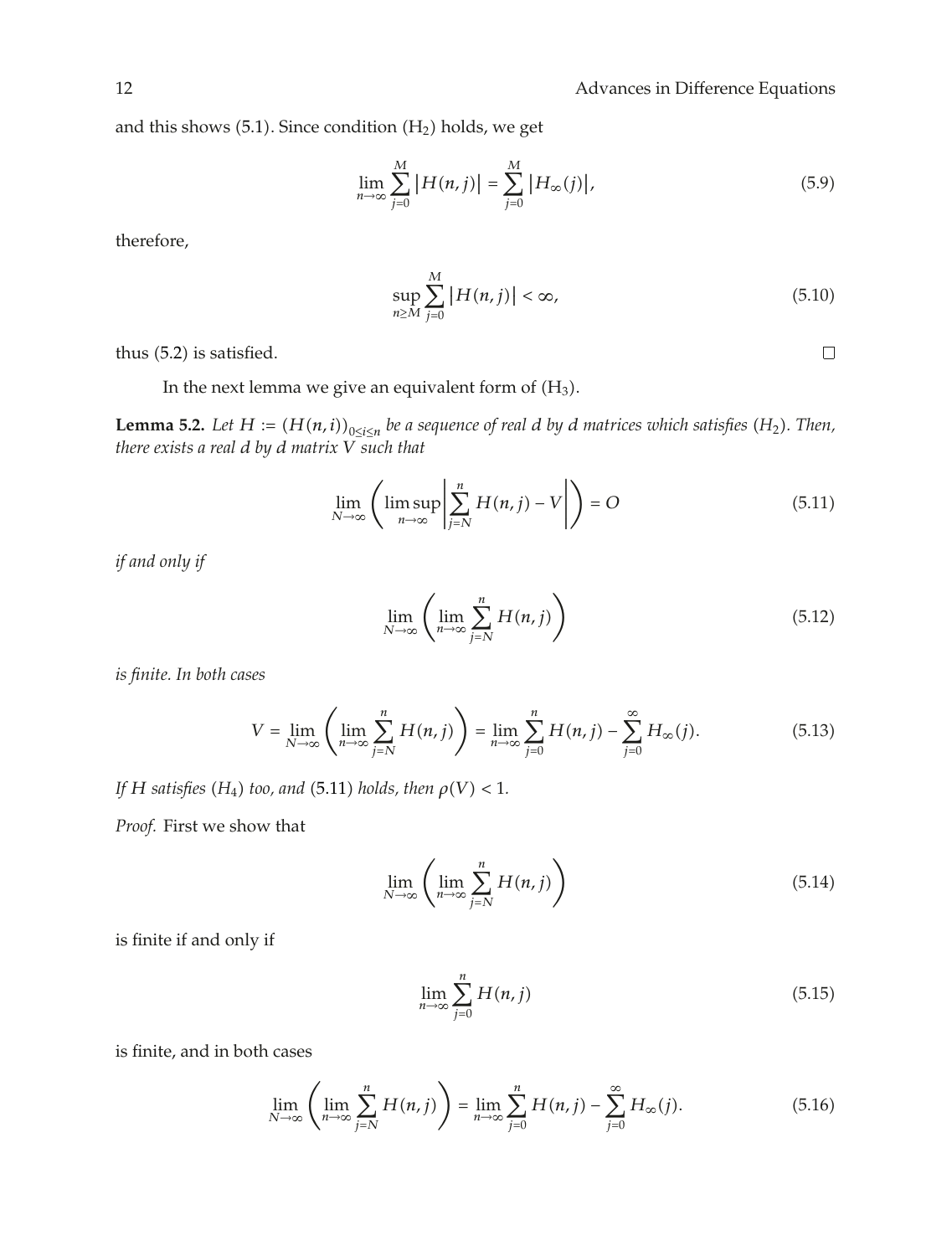and this shows (5.1). Since condition $(\mathrm{H}_2)$ holds, we get

$$\lim_{n\to\infty} \sum_{j=0}^{M} \left|H(n,j)\right| = \sum_{j=0}^{M} \left|H_\infty(j)\right|, \tag{5.9}$$

therefore,

$$\sup_{n\geq M} \sum_{j=0}^{M} \left|H(n,j)\right| < \infty, \tag{5.10}$$

thus (5.2) is satisfied. □

In the next lemma we give an equivalent form of $(\mathrm{H}_3)$.

**Lemma 5.2.** *Let $H := (H(n,i))_{0\leq i\leq n}$ be a sequence of real $d$ by $d$ matrices which satisfies $(H_2)$. Then, there exists a real $d$ by $d$ matrix $V$ such that*

$$\lim_{N\to\infty} \left( \limsup_{n\to\infty} \left| \sum_{j=N}^{n} H(n,j) - V \right| \right) = O \tag{5.11}$$

*if and only if*

$$\lim_{N\to\infty} \left( \lim_{n\to\infty} \sum_{j=N}^{n} H(n,j) \right) \tag{5.12}$$

*is finite. In both cases*

$$V = \lim_{N\to\infty} \left( \lim_{n\to\infty} \sum_{j=N}^{n} H(n,j) \right) = \lim_{n\to\infty} \sum_{j=0}^{n} H(n,j) - \sum_{j=0}^{\infty} H_\infty(j). \tag{5.13}$$

*If $H$ satisfies $(H_4)$ too, and* (5.11) *holds, then $\rho(V) < 1$.*

*Proof.* First we show that

$$\lim_{N\to\infty} \left( \lim_{n\to\infty} \sum_{j=N}^{n} H(n,j) \right) \tag{5.14}$$

is finite if and only if

$$\lim_{n\to\infty} \sum_{j=0}^{n} H(n,j) \tag{5.15}$$

is finite, and in both cases

$$\lim_{N\to\infty} \left( \lim_{n\to\infty} \sum_{j=N}^{n} H(n,j) \right) = \lim_{n\to\infty} \sum_{j=0}^{n} H(n,j) - \sum_{j=0}^{\infty} H_\infty(j). \tag{5.16}$$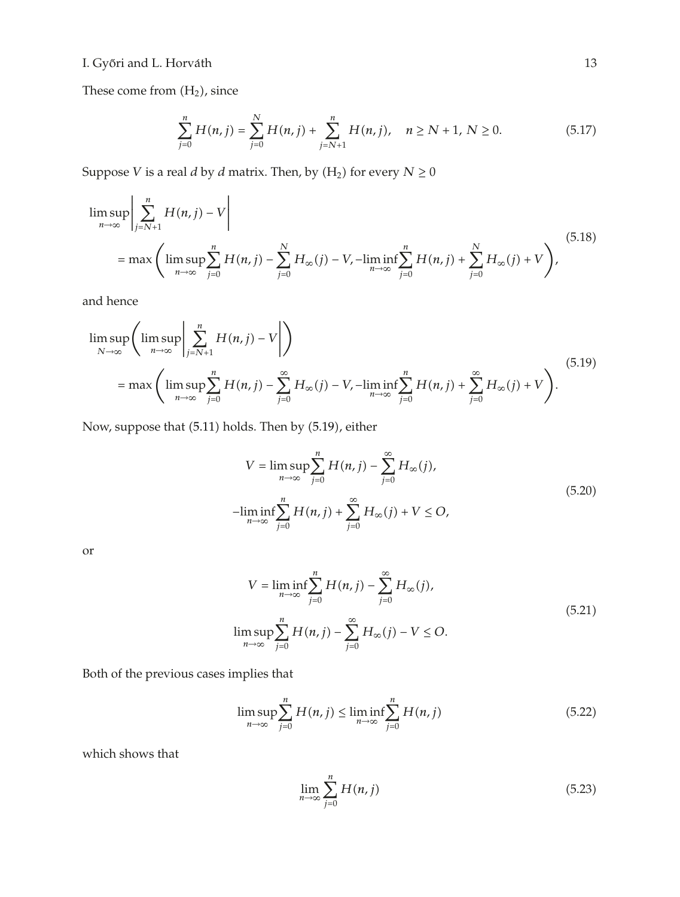These come from $(\mathrm{H}_2)$, since

$$\sum_{j=0}^{n} H(n,j) = \sum_{j=0}^{N} H(n,j) + \sum_{j=N+1}^{n} H(n,j), \quad n \geq N+1,\ N \geq 0. \tag{5.17}$$

Suppose $V$ is a real $d$ by $d$ matrix. Then, by $(\mathrm{H}_2)$ for every $N \geq 0$

$$\begin{aligned}
&\limsup_{n\to\infty} \left| \sum_{j=N+1}^{n} H(n,j) - V \right| \\
&\quad = \max\left( \limsup_{n\to\infty} \sum_{j=0}^{n} H(n,j) - \sum_{j=0}^{N} H_\infty(j) - V, -\liminf_{n\to\infty} \sum_{j=0}^{n} H(n,j) + \sum_{j=0}^{N} H_\infty(j) + V \right),
\end{aligned} \tag{5.18}$$

and hence

$$\begin{aligned}
&\limsup_{N\to\infty} \left( \limsup_{n\to\infty} \left| \sum_{j=N+1}^{n} H(n,j) - V \right| \right) \\
&\quad = \max\left( \limsup_{n\to\infty} \sum_{j=0}^{n} H(n,j) - \sum_{j=0}^{\infty} H_\infty(j) - V, -\liminf_{n\to\infty} \sum_{j=0}^{n} H(n,j) + \sum_{j=0}^{\infty} H_\infty(j) + V \right).
\end{aligned} \tag{5.19}$$

Now, suppose that (5.11) holds. Then by (5.19), either

$$\begin{gathered}
V = \limsup_{n\to\infty} \sum_{j=0}^{n} H(n,j) - \sum_{j=0}^{\infty} H_\infty(j), \\
-\liminf_{n\to\infty} \sum_{j=0}^{n} H(n,j) + \sum_{j=0}^{\infty} H_\infty(j) + V \leq O,
\end{gathered} \tag{5.20}$$

or

$$\begin{gathered}
V = \liminf_{n\to\infty} \sum_{j=0}^{n} H(n,j) - \sum_{j=0}^{\infty} H_\infty(j), \\
\limsup_{n\to\infty} \sum_{j=0}^{n} H(n,j) - \sum_{j=0}^{\infty} H_\infty(j) - V \leq O.
\end{gathered} \tag{5.21}$$

Both of the previous cases implies that

$$\limsup_{n\to\infty} \sum_{j=0}^{n} H(n,j) \leq \liminf_{n\to\infty} \sum_{j=0}^{n} H(n,j) \tag{5.22}$$

which shows that

$$\lim_{n\to\infty} \sum_{j=0}^{n} H(n,j) \tag{5.23}$$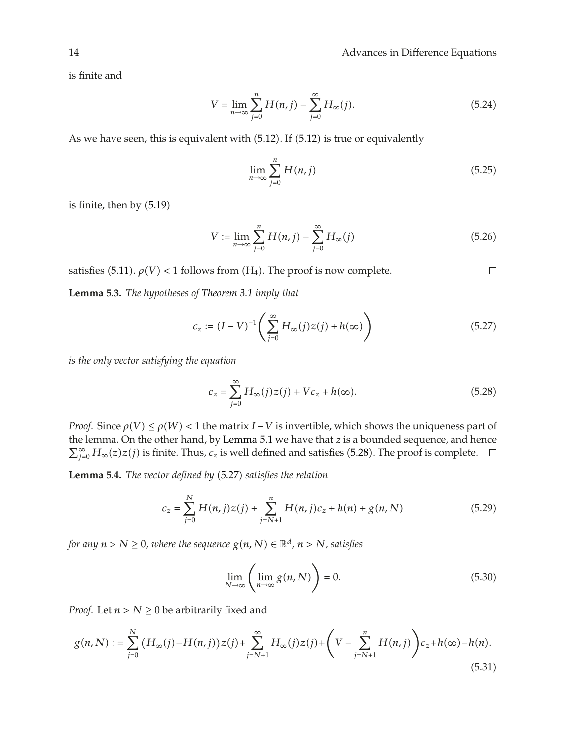is finite and

$$V = \lim_{n\to\infty} \sum_{j=0}^{n} H(n,j) - \sum_{j=0}^{\infty} H_\infty(j). \tag{5.24}$$

As we have seen, this is equivalent with (5.12). If (5.12) is true or equivalently

$$\lim_{n\to\infty} \sum_{j=0}^{n} H(n,j) \tag{5.25}$$

is finite, then by (5.19)

$$V := \lim_{n\to\infty} \sum_{j=0}^{n} H(n,j) - \sum_{j=0}^{\infty} H_\infty(j) \tag{5.26}$$

satisfies (5.11). $\rho(V) < 1$ follows from ($H_4$). The proof is now complete. □

**Lemma 5.3.** *The hypotheses of Theorem 3.1 imply that*

$$c_z := (I - V)^{-1}\left( \sum_{j=0}^{\infty} H_\infty(j) z(j) + h(\infty) \right) \tag{5.27}$$

*is the only vector satisfying the equation*

$$c_z = \sum_{j=0}^{\infty} H_\infty(j) z(j) + V c_z + h(\infty). \tag{5.28}$$

*Proof.* Since $\rho(V) \le \rho(W) < 1$ the matrix $I - V$ is invertible, which shows the uniqueness part of the lemma. On the other hand, by Lemma 5.1 we have that $z$ is a bounded sequence, and hence $\sum_{j=0}^{\infty} H_\infty(z) z(j)$ is finite. Thus, $c_z$ is well defined and satisfies (5.28). The proof is complete. □

**Lemma 5.4.** *The vector defined by* (5.27) *satisfies the relation*

$$c_z = \sum_{j=0}^{N} H(n,j) z(j) + \sum_{j=N+1}^{n} H(n,j) c_z + h(n) + g(n,N) \tag{5.29}$$

*for any $n > N \ge 0$, where the sequence $g(n,N) \in \mathbb{R}^d$, $n > N$, satisfies*

$$\lim_{N\to\infty}\left( \lim_{n\to\infty} g(n,N) \right) = 0. \tag{5.30}$$

*Proof.* Let $n > N \ge 0$ be arbitrarily fixed and

$$g(n,N) := \sum_{j=0}^{N} \left( H_\infty(j) - H(n,j) \right) z(j) + \sum_{j=N+1}^{\infty} H_\infty(j) z(j) + \left( V - \sum_{j=N+1}^{n} H(n,j) \right) c_z + h(\infty) - h(n). \tag{5.31}$$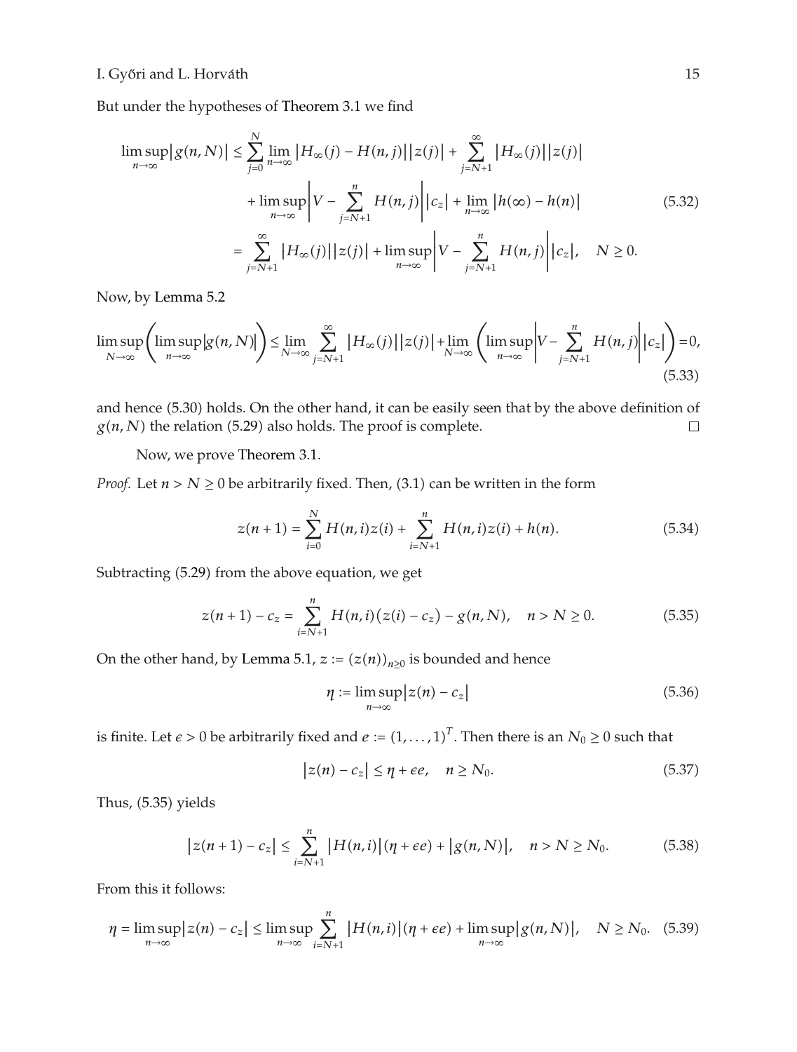But under the hypotheses of Theorem 3.1 we find

$$
\begin{aligned}
\limsup_{n\to\infty}\left|g(n,N)\right| &\le \sum_{j=0}^{N}\lim_{n\to\infty}\left|H_\infty(j)-H(n,j)\right|\left|z(j)\right| + \sum_{j=N+1}^{\infty}\left|H_\infty(j)\right|\left|z(j)\right| \\
&\quad + \limsup_{n\to\infty}\left|V-\sum_{j=N+1}^{n}H(n,j)\right|\left|c_z\right| + \lim_{n\to\infty}\left|h(\infty)-h(n)\right| \\
&= \sum_{j=N+1}^{\infty}\left|H_\infty(j)\right|\left|z(j)\right| + \limsup_{n\to\infty}\left|V-\sum_{j=N+1}^{n}H(n,j)\right|\left|c_z\right|, \quad N\ge 0.
\end{aligned}
\tag{5.32}
$$

Now, by Lemma 5.2

$$
\limsup_{N\to\infty}\left(\limsup_{n\to\infty}\left|g(n,N)\right|\right) \le \lim_{N\to\infty}\sum_{j=N+1}^{\infty}\left|H_\infty(j)\right|\left|z(j)\right| + \lim_{N\to\infty}\left(\limsup_{n\to\infty}\left|V-\sum_{j=N+1}^{n}H(n,j)\right|\left|c_z\right|\right) = 0,
\tag{5.33}
$$

and hence (5.30) holds. On the other hand, it can be easily seen that by the above definition of $g(n,N)$ the relation (5.29) also holds. The proof is complete. □

Now, we prove Theorem 3.1.

*Proof.* Let $n > N \ge 0$ be arbitrarily fixed. Then, (3.1) can be written in the form

$$
z(n+1) = \sum_{i=0}^{N}H(n,i)z(i) + \sum_{i=N+1}^{n}H(n,i)z(i) + h(n).
\tag{5.34}
$$

Subtracting (5.29) from the above equation, we get

$$
z(n+1) - c_z = \sum_{i=N+1}^{n}H(n,i)\left(z(i)-c_z\right) - g(n,N), \quad n > N \ge 0.
\tag{5.35}
$$

On the other hand, by Lemma 5.1, $z := (z(n))_{n\ge 0}$ is bounded and hence

$$
\eta := \limsup_{n\to\infty}\left|z(n)-c_z\right|
\tag{5.36}
$$

is finite. Let $\epsilon > 0$ be arbitrarily fixed and $e := (1,\dots,1)^T$. Then there is an $N_0 \ge 0$ such that

$$
\left|z(n)-c_z\right| \le \eta + \epsilon e, \quad n \ge N_0.
\tag{5.37}
$$

Thus, (5.35) yields

$$
\left|z(n+1)-c_z\right| \le \sum_{i=N+1}^{n}\left|H(n,i)\right|(\eta+\epsilon e) + \left|g(n,N)\right|, \quad n > N \ge N_0.
\tag{5.38}
$$

From this it follows:

$$
\eta = \limsup_{n\to\infty}\left|z(n)-c_z\right| \le \limsup_{n\to\infty}\sum_{i=N+1}^{n}\left|H(n,i)\right|(\eta+\epsilon e) + \limsup_{n\to\infty}\left|g(n,N)\right|, \quad N \ge N_0.
\tag{5.39}
$$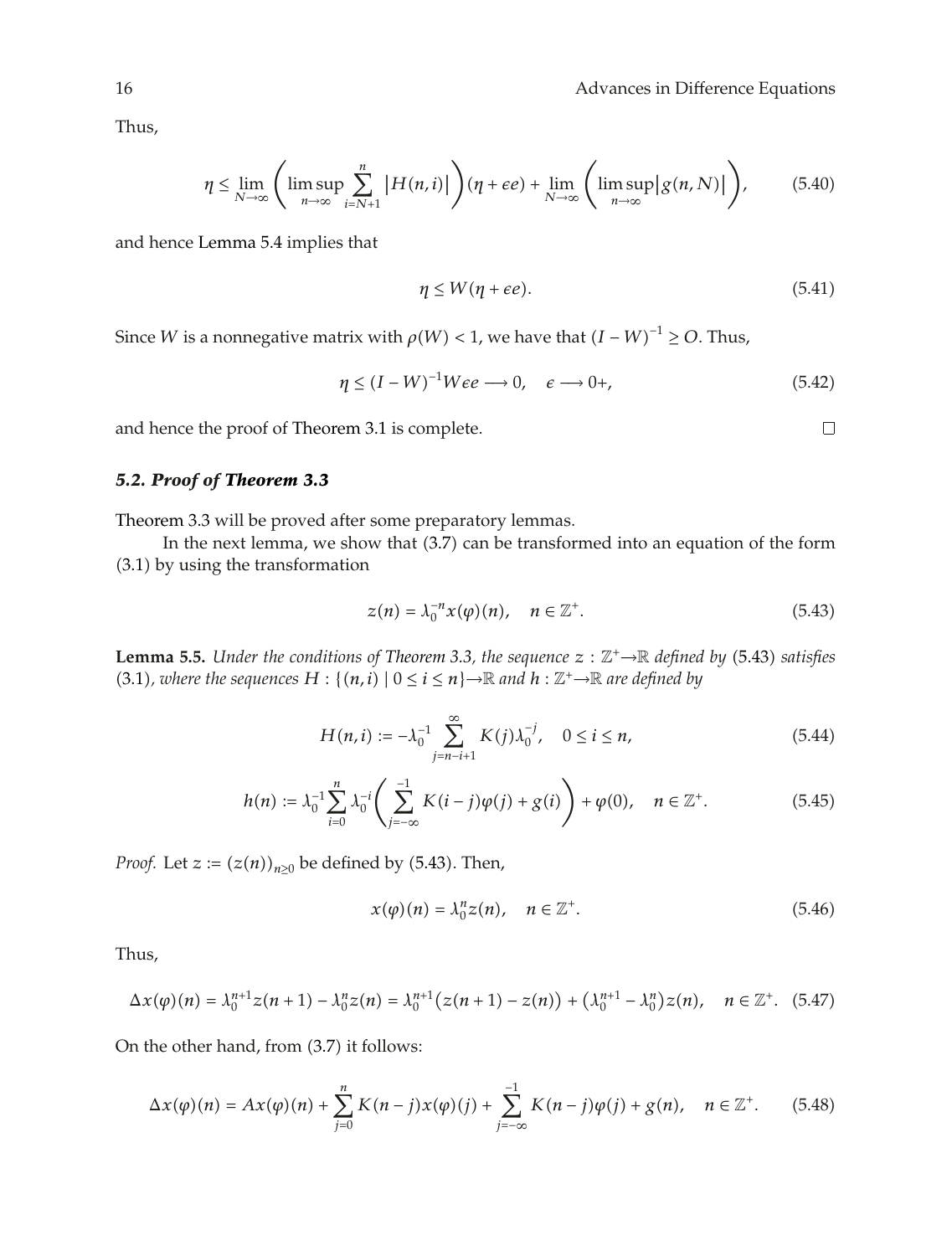Thus,

$$\eta \leq \lim_{N\to\infty}\left(\limsup_{n\to\infty}\sum_{i=N+1}^{n}|H(n,i)|\right)(\eta+\epsilon e)+\lim_{N\to\infty}\left(\limsup_{n\to\infty}|g(n,N)|\right), \tag{5.40}$$

and hence Lemma 5.4 implies that

$$\eta \leq W(\eta+\epsilon e). \tag{5.41}$$

Since $W$ is a nonnegative matrix with $\rho(W)<1$, we have that $(I-W)^{-1}\geq O$. Thus,

$$\eta \leq (I-W)^{-1}W\epsilon e \longrightarrow 0, \quad \epsilon \longrightarrow 0+, \tag{5.42}$$

and hence the proof of Theorem 3.1 is complete. $\square$

### *5.2. Proof of Theorem 3.3*

Theorem 3.3 will be proved after some preparatory lemmas.

In the next lemma, we show that (3.7) can be transformed into an equation of the form (3.1) by using the transformation

$$z(n)=\lambda_0^{-n}x(\varphi)(n), \quad n\in\mathbb{Z}^+. \tag{5.43}$$

**Lemma 5.5.** *Under the conditions of Theorem 3.3, the sequence $z:\mathbb{Z}^+\to\mathbb{R}$ defined by (5.43) satisfies (3.1), where the sequences $H:\{(n,i)\mid 0\leq i\leq n\}\to\mathbb{R}$ and $h:\mathbb{Z}^+\to\mathbb{R}$ are defined by*

$$H(n,i):=-\lambda_0^{-1}\sum_{j=n-i+1}^{\infty}K(j)\lambda_0^{-j}, \quad 0\leq i\leq n, \tag{5.44}$$

$$h(n):=\lambda_0^{-1}\sum_{i=0}^{n}\lambda_0^{-i}\left(\sum_{j=-\infty}^{-1}K(i-j)\varphi(j)+g(i)\right)+\varphi(0), \quad n\in\mathbb{Z}^+. \tag{5.45}$$

*Proof.* Let $z:=(z(n))_{n\geq 0}$ be defined by (5.43). Then,

$$x(\varphi)(n)=\lambda_0^{n}z(n), \quad n\in\mathbb{Z}^+. \tag{5.46}$$

Thus,

$$\Delta x(\varphi)(n)=\lambda_0^{n+1}z(n+1)-\lambda_0^{n}z(n)=\lambda_0^{n+1}\big(z(n+1)-z(n)\big)+\big(\lambda_0^{n+1}-\lambda_0^{n}\big)z(n), \quad n\in\mathbb{Z}^+. \tag{5.47}$$

On the other hand, from (3.7) it follows:

$$\Delta x(\varphi)(n)=Ax(\varphi)(n)+\sum_{j=0}^{n}K(n-j)x(\varphi)(j)+\sum_{j=-\infty}^{-1}K(n-j)\varphi(j)+g(n), \quad n\in\mathbb{Z}^+. \tag{5.48}$$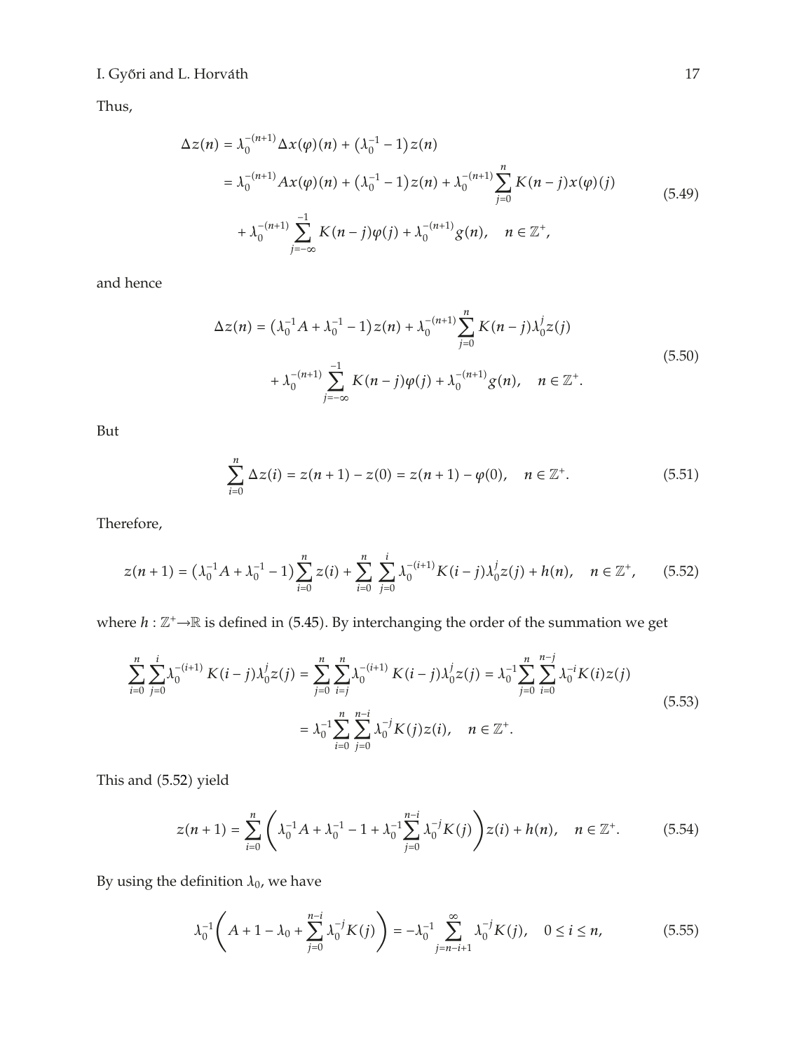Thus,

$$
\begin{aligned}
\Delta z(n) &= \lambda_0^{-(n+1)} \Delta x(\varphi)(n) + \left(\lambda_0^{-1} - 1\right) z(n) \\
&= \lambda_0^{-(n+1)} A x(\varphi)(n) + \left(\lambda_0^{-1} - 1\right) z(n) + \lambda_0^{-(n+1)} \sum_{j=0}^{n} K(n-j) x(\varphi)(j) \\
&\quad + \lambda_0^{-(n+1)} \sum_{j=-\infty}^{-1} K(n-j)\varphi(j) + \lambda_0^{-(n+1)} g(n), \quad n \in \mathbb{Z}^+,
\end{aligned} \tag{5.49}
$$

and hence

$$
\begin{aligned}
\Delta z(n) &= \left(\lambda_0^{-1} A + \lambda_0^{-1} - 1\right) z(n) + \lambda_0^{-(n+1)} \sum_{j=0}^{n} K(n-j) \lambda_0^{j} z(j) \\
&\quad + \lambda_0^{-(n+1)} \sum_{j=-\infty}^{-1} K(n-j)\varphi(j) + \lambda_0^{-(n+1)} g(n), \quad n \in \mathbb{Z}^+.
\end{aligned} \tag{5.50}
$$

But

$$
\sum_{i=0}^{n} \Delta z(i) = z(n+1) - z(0) = z(n+1) - \varphi(0), \quad n \in \mathbb{Z}^+. \tag{5.51}
$$

Therefore,

$$
z(n+1) = \left(\lambda_0^{-1} A + \lambda_0^{-1} - 1\right) \sum_{i=0}^{n} z(i) + \sum_{i=0}^{n} \sum_{j=0}^{i} \lambda_0^{-(i+1)} K(i-j) \lambda_0^{j} z(j) + h(n), \quad n \in \mathbb{Z}^+, \tag{5.52}
$$

where $h : \mathbb{Z}^+ \to \mathbb{R}$ is defined in (5.45). By interchanging the order of the summation we get

$$
\begin{aligned}
\sum_{i=0}^{n} \sum_{j=0}^{i} \lambda_0^{-(i+1)} K(i-j) \lambda_0^{j} z(j) &= \sum_{j=0}^{n} \sum_{i=j}^{n} \lambda_0^{-(i+1)} K(i-j) \lambda_0^{j} z(j) = \lambda_0^{-1} \sum_{j=0}^{n} \sum_{i=0}^{n-j} \lambda_0^{-i} K(i) z(j) \\
&= \lambda_0^{-1} \sum_{i=0}^{n} \sum_{j=0}^{n-i} \lambda_0^{-j} K(j) z(i), \quad n \in \mathbb{Z}^+.
\end{aligned} \tag{5.53}
$$

This and (5.52) yield

$$
z(n+1) = \sum_{i=0}^{n} \left( \lambda_0^{-1} A + \lambda_0^{-1} - 1 + \lambda_0^{-1} \sum_{j=0}^{n-i} \lambda_0^{-j} K(j) \right) z(i) + h(n), \quad n \in \mathbb{Z}^+. \tag{5.54}
$$

By using the definition $\lambda_0$, we have

$$
\lambda_0^{-1} \left( A + 1 - \lambda_0 + \sum_{j=0}^{n-i} \lambda_0^{-j} K(j) \right) = -\lambda_0^{-1} \sum_{j=n-i+1}^{\infty} \lambda_0^{-j} K(j), \quad 0 \le i \le n, \tag{5.55}
$$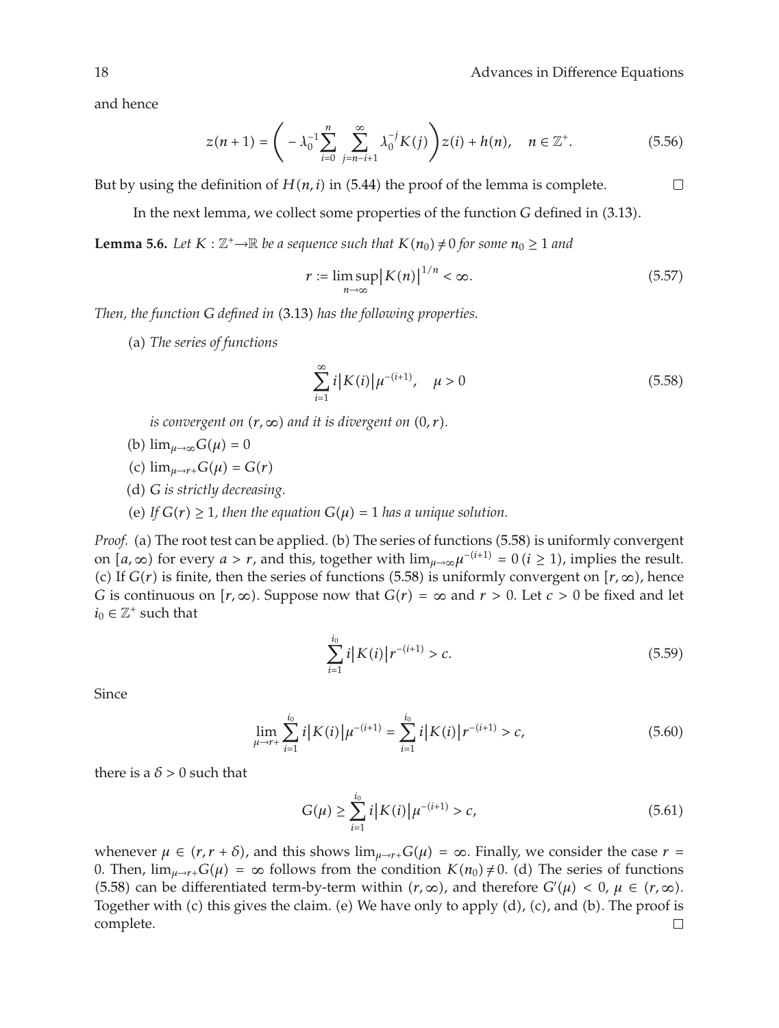and hence

$$z(n+1) = \left( -\lambda_0^{-1} \sum_{i=0}^{n} \sum_{j=n-i+1}^{\infty} \lambda_0^{-j} K(j) \right) z(i) + h(n), \quad n \in \mathbb{Z}^+. \tag{5.56}$$

But by using the definition of $H(n,i)$ in (5.44) the proof of the lemma is complete. □

In the next lemma, we collect some properties of the function $G$ defined in (3.13).

**Lemma 5.6.** *Let $K : \mathbb{Z}^+ \to \mathbb{R}$ be a sequence such that $K(n_0) \neq 0$ for some $n_0 \geq 1$ and*

$$r := \limsup_{n \to \infty} |K(n)|^{1/n} < \infty. \tag{5.57}$$

*Then, the function $G$ defined in (3.13) has the following properties.*

(a) *The series of functions*

$$\sum_{i=1}^{\infty} i |K(i)| \mu^{-(i+1)}, \quad \mu > 0 \tag{5.58}$$

*is convergent on $(r, \infty)$ and it is divergent on $(0, r)$.*

(b) $\lim_{\mu \to \infty} G(\mu) = 0$

(c) $\lim_{\mu \to r+} G(\mu) = G(r)$

(d) *$G$ is strictly decreasing.*

(e) *If $G(r) \geq 1$, then the equation $G(\mu) = 1$ has a unique solution.*

*Proof.* (a) The root test can be applied. (b) The series of functions (5.58) is uniformly convergent on $[a, \infty)$ for every $a > r$, and this, together with $\lim_{\mu \to \infty} \mu^{-(i+1)} = 0$ $(i \geq 1)$, implies the result. (c) If $G(r)$ is finite, then the series of functions (5.58) is uniformly convergent on $[r, \infty)$, hence $G$ is continuous on $[r, \infty)$. Suppose now that $G(r) = \infty$ and $r > 0$. Let $c > 0$ be fixed and let $i_0 \in \mathbb{Z}^+$ such that

$$\sum_{i=1}^{i_0} i |K(i)| r^{-(i+1)} > c. \tag{5.59}$$

Since

$$\lim_{\mu \to r+} \sum_{i=1}^{i_0} i |K(i)| \mu^{-(i+1)} = \sum_{i=1}^{i_0} i |K(i)| r^{-(i+1)} > c, \tag{5.60}$$

there is a $\delta > 0$ such that

$$G(\mu) \geq \sum_{i=1}^{i_0} i |K(i)| \mu^{-(i+1)} > c, \tag{5.61}$$

whenever $\mu \in (r, r+\delta)$, and this shows $\lim_{\mu \to r+} G(\mu) = \infty$. Finally, we consider the case $r = 0$. Then, $\lim_{\mu \to r+} G(\mu) = \infty$ follows from the condition $K(n_0) \neq 0$. (d) The series of functions (5.58) can be differentiated term-by-term within $(r, \infty)$, and therefore $G'(\mu) < 0$, $\mu \in (r, \infty)$. Together with (c) this gives the claim. (e) We have only to apply (d), (c), and (b). The proof is complete. □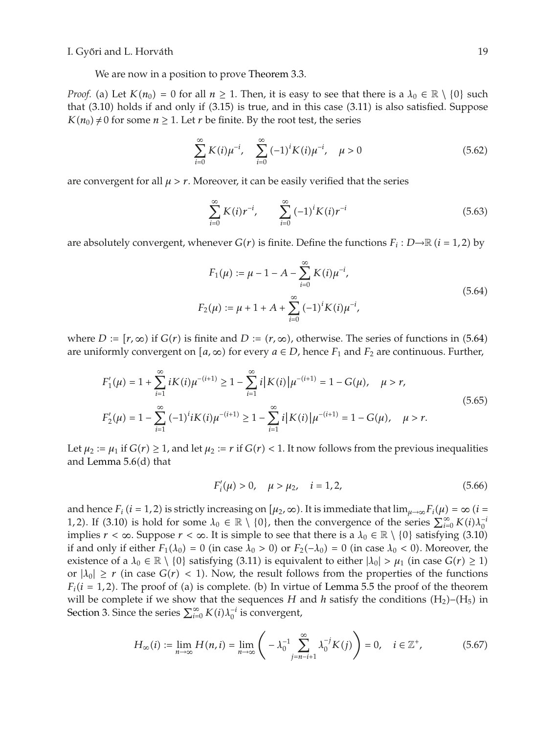We are now in a position to prove Theorem 3.3.

*Proof.* (a) Let $K(n_0) = 0$ for all $n \geq 1$. Then, it is easy to see that there is a $\lambda_0 \in \mathbb{R} \setminus \{0\}$ such that (3.10) holds if and only if (3.15) is true, and in this case (3.11) is also satisfied. Suppose $K(n_0) \neq 0$ for some $n \geq 1$. Let $r$ be finite. By the root test, the series

$$\sum_{i=0}^{\infty} K(i)\mu^{-i}, \quad \sum_{i=0}^{\infty} (-1)^i K(i)\mu^{-i}, \quad \mu > 0 \tag{5.62}$$

are convergent for all $\mu > r$. Moreover, it can be easily verified that the series

$$\sum_{i=0}^{\infty} K(i)r^{-i}, \qquad \sum_{i=0}^{\infty} (-1)^i K(i)r^{-i} \tag{5.63}$$

are absolutely convergent, whenever $G(r)$ is finite. Define the functions $F_i : D \to \mathbb{R}$ $(i = 1, 2)$ by

$$\begin{aligned} F_1(\mu) &:= \mu - 1 - A - \sum_{i=0}^{\infty} K(i)\mu^{-i}, \\ F_2(\mu) &:= \mu + 1 + A + \sum_{i=0}^{\infty} (-1)^i K(i)\mu^{-i}, \end{aligned} \tag{5.64}$$

where $D := [r, \infty)$ if $G(r)$ is finite and $D := (r, \infty)$, otherwise. The series of functions in (5.64) are uniformly convergent on $[a, \infty)$ for every $a \in D$, hence $F_1$ and $F_2$ are continuous. Further,

$$\begin{aligned} F_1'(\mu) &= 1 + \sum_{i=1}^{\infty} iK(i)\mu^{-(i+1)} \geq 1 - \sum_{i=1}^{\infty} i\left|K(i)\right|\mu^{-(i+1)} = 1 - G(\mu), \quad \mu > r, \\ F_2'(\mu) &= 1 - \sum_{i=1}^{\infty} (-1)^i iK(i)\mu^{-(i+1)} \geq 1 - \sum_{i=1}^{\infty} i\left|K(i)\right|\mu^{-(i+1)} = 1 - G(\mu), \quad \mu > r. \end{aligned} \tag{5.65}$$

Let $\mu_2 := \mu_1$ if $G(r) \geq 1$, and let $\mu_2 := r$ if $G(r) < 1$. It now follows from the previous inequalities and Lemma 5.6(d) that

$$F_i'(\mu) > 0, \quad \mu > \mu_2, \quad i = 1, 2, \tag{5.66}$$

and hence $F_i$ $(i = 1, 2)$ is strictly increasing on $[\mu_2, \infty)$. It is immediate that $\lim_{\mu \to \infty} F_i(\mu) = \infty$ $(i = 1, 2)$. If (3.10) is hold for some $\lambda_0 \in \mathbb{R} \setminus \{0\}$, then the convergence of the series $\sum_{i=0}^{\infty} K(i)\lambda_0^{-i}$ implies $r < \infty$. Suppose $r < \infty$. It is simple to see that there is a $\lambda_0 \in \mathbb{R} \setminus \{0\}$ satisfying (3.10) if and only if either $F_1(\lambda_0) = 0$ (in case $\lambda_0 > 0$) or $F_2(-\lambda_0) = 0$ (in case $\lambda_0 < 0$). Moreover, the existence of a $\lambda_0 \in \mathbb{R} \setminus \{0\}$ satisfying (3.11) is equivalent to either $|\lambda_0| > \mu_1$ (in case $G(r) \geq 1$) or $|\lambda_0| \geq r$ (in case $G(r) < 1$). Now, the result follows from the properties of the functions $F_i (i = 1, 2)$. The proof of (a) is complete. (b) In virtue of Lemma 5.5 the proof of the theorem will be complete if we show that the sequences $H$ and $h$ satisfy the conditions $(\mathrm{H}_2)$–$(\mathrm{H}_5)$ in Section 3. Since the series $\sum_{i=0}^{\infty} K(i)\lambda_0^{-i}$ is convergent,

$$H_{\infty}(i) := \lim_{n \to \infty} H(n, i) = \lim_{n \to \infty} \left( -\lambda_0^{-1} \sum_{j=n-i+1}^{\infty} \lambda_0^{-j} K(j) \right) = 0, \quad i \in \mathbb{Z}^+, \tag{5.67}$$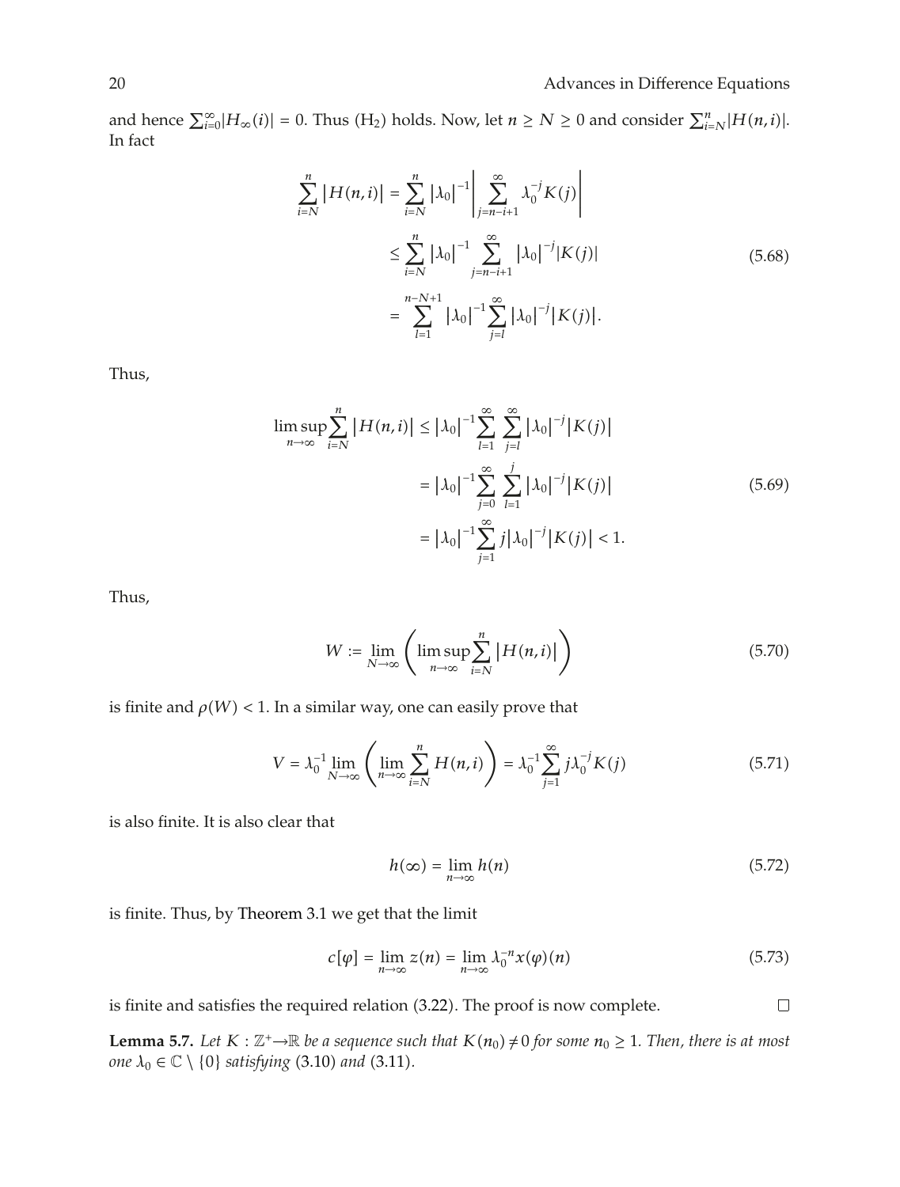and hence $\sum_{i=0}^{\infty}|H_{\infty}(i)| = 0$. Thus (H$_2$) holds. Now, let $n \geq N \geq 0$ and consider $\sum_{i=N}^{n}|H(n,i)|$. In fact

$$\begin{aligned}
\sum_{i=N}^{n} \left|H(n,i)\right| &= \sum_{i=N}^{n} \left|\lambda_0\right|^{-1} \left|\sum_{j=n-i+1}^{\infty} \lambda_0^{-j} K(j)\right| \\
&\leq \sum_{i=N}^{n} \left|\lambda_0\right|^{-1} \sum_{j=n-i+1}^{\infty} \left|\lambda_0\right|^{-j} |K(j)| \\
&= \sum_{l=1}^{n-N+1} \left|\lambda_0\right|^{-1} \sum_{j=l}^{\infty} \left|\lambda_0\right|^{-j} \left|K(j)\right|.
\end{aligned} \tag{5.68}$$

Thus,

$$\begin{aligned}
\limsup_{n\to\infty} \sum_{i=N}^{n} \left|H(n,i)\right| &\leq \left|\lambda_0\right|^{-1} \sum_{l=1}^{\infty} \sum_{j=l}^{\infty} \left|\lambda_0\right|^{-j} \left|K(j)\right| \\
&= \left|\lambda_0\right|^{-1} \sum_{j=0}^{\infty} \sum_{l=1}^{j} \left|\lambda_0\right|^{-j} \left|K(j)\right| \\
&= \left|\lambda_0\right|^{-1} \sum_{j=1}^{\infty} j \left|\lambda_0\right|^{-j} \left|K(j)\right| < 1.
\end{aligned} \tag{5.69}$$

Thus,

$$W := \lim_{N\to\infty} \left( \limsup_{n\to\infty} \sum_{i=N}^{n} \left|H(n,i)\right| \right) \tag{5.70}$$

is finite and $\rho(W) < 1$. In a similar way, one can easily prove that

$$V = \lambda_0^{-1} \lim_{N\to\infty} \left( \lim_{n\to\infty} \sum_{i=N}^{n} H(n,i) \right) = \lambda_0^{-1} \sum_{j=1}^{\infty} j \lambda_0^{-j} K(j) \tag{5.71}$$

is also finite. It is also clear that

$$h(\infty) = \lim_{n\to\infty} h(n) \tag{5.72}$$

is finite. Thus, by Theorem 3.1 we get that the limit

$$c[\varphi] = \lim_{n\to\infty} z(n) = \lim_{n\to\infty} \lambda_0^{-n} x(\varphi)(n) \tag{5.73}$$

is finite and satisfies the required relation (3.22). The proof is now complete. □

**Lemma 5.7.** *Let $K : \mathbb{Z}^{+} \to \mathbb{R}$ be a sequence such that $K(n_0) \neq 0$ for some $n_0 \geq 1$. Then, there is at most one $\lambda_0 \in \mathbb{C} \setminus \{0\}$ satisfying* (3.10) *and* (3.11)*.*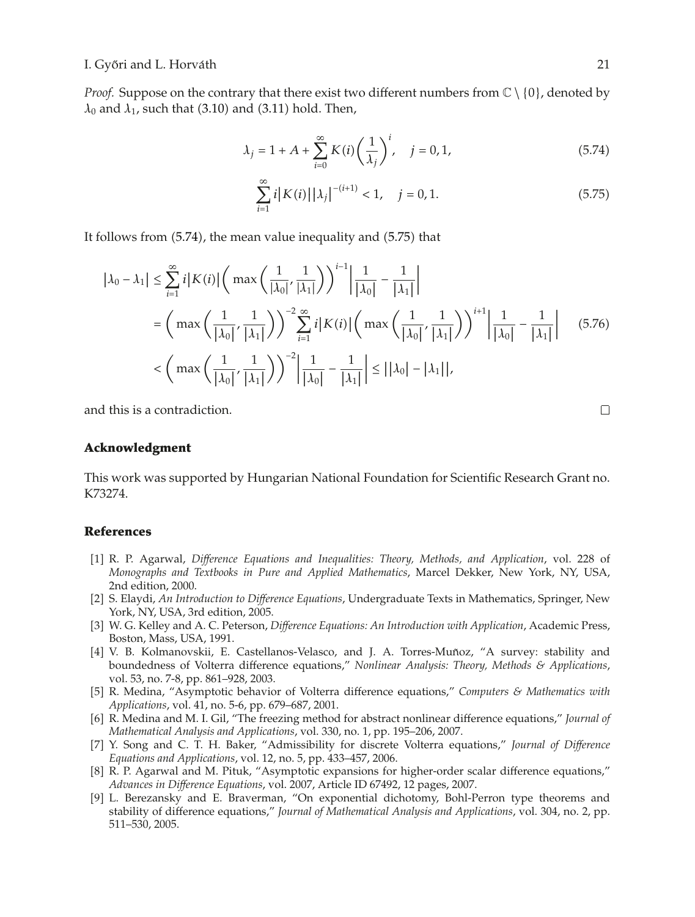*Proof.* Suppose on the contrary that there exist two different numbers from $\mathbb{C} \setminus \{0\}$, denoted by $\lambda_0$ and $\lambda_1$, such that (3.10) and (3.11) hold. Then,

$$\lambda_j = 1 + A + \sum_{i=0}^{\infty} K(i) \left( \frac{1}{\lambda_j} \right)^i, \quad j = 0, 1, \tag{5.74}$$

$$\sum_{i=1}^{\infty} i |K(i)| |\lambda_j|^{-(i+1)} < 1, \quad j = 0, 1. \tag{5.75}$$

It follows from (5.74), the mean value inequality and (5.75) that

$$\begin{aligned}
|\lambda_0 - \lambda_1| &\leq \sum_{i=1}^{\infty} i |K(i)| \left( \max \left( \frac{1}{|\lambda_0|}, \frac{1}{|\lambda_1|} \right) \right)^{i-1} \left| \frac{1}{|\lambda_0|} - \frac{1}{|\lambda_1|} \right| \\
&= \left( \max \left( \frac{1}{|\lambda_0|}, \frac{1}{|\lambda_1|} \right) \right)^{-2} \sum_{i=1}^{\infty} i |K(i)| \left( \max \left( \frac{1}{|\lambda_0|}, \frac{1}{|\lambda_1|} \right) \right)^{i+1} \left| \frac{1}{|\lambda_0|} - \frac{1}{|\lambda_1|} \right| \\
&< \left( \max \left( \frac{1}{|\lambda_0|}, \frac{1}{|\lambda_1|} \right) \right)^{-2} \left| \frac{1}{|\lambda_0|} - \frac{1}{|\lambda_1|} \right| \leq \big| |\lambda_0| - |\lambda_1| \big|,
\end{aligned} \tag{5.76}$$

and this is a contradiction. □

## Acknowledgment

This work was supported by Hungarian National Foundation for Scientific Research Grant no. K73274.

## References

[1] R. P. Agarwal, *Difference Equations and Inequalities: Theory, Methods, and Application*, vol. 228 of *Monographs and Textbooks in Pure and Applied Mathematics*, Marcel Dekker, New York, NY, USA, 2nd edition, 2000.

[2] S. Elaydi, *An Introduction to Difference Equations*, Undergraduate Texts in Mathematics, Springer, New York, NY, USA, 3rd edition, 2005.

[3] W. G. Kelley and A. C. Peterson, *Difference Equations: An Introduction with Application*, Academic Press, Boston, Mass, USA, 1991.

[4] V. B. Kolmanovskii, E. Castellanos-Velasco, and J. A. Torres-Muñoz, "A survey: stability and boundedness of Volterra difference equations," *Nonlinear Analysis: Theory, Methods & Applications*, vol. 53, no. 7-8, pp. 861–928, 2003.

[5] R. Medina, "Asymptotic behavior of Volterra difference equations," *Computers & Mathematics with Applications*, vol. 41, no. 5-6, pp. 679–687, 2001.

[6] R. Medina and M. I. Gil, "The freezing method for abstract nonlinear difference equations," *Journal of Mathematical Analysis and Applications*, vol. 330, no. 1, pp. 195–206, 2007.

[7] Y. Song and C. T. H. Baker, "Admissibility for discrete Volterra equations," *Journal of Difference Equations and Applications*, vol. 12, no. 5, pp. 433–457, 2006.

[8] R. P. Agarwal and M. Pituk, "Asymptotic expansions for higher-order scalar difference equations," *Advances in Difference Equations*, vol. 2007, Article ID 67492, 12 pages, 2007.

[9] L. Berezansky and E. Braverman, "On exponential dichotomy, Bohl-Perron type theorems and stability of difference equations," *Journal of Mathematical Analysis and Applications*, vol. 304, no. 2, pp. 511–530, 2005.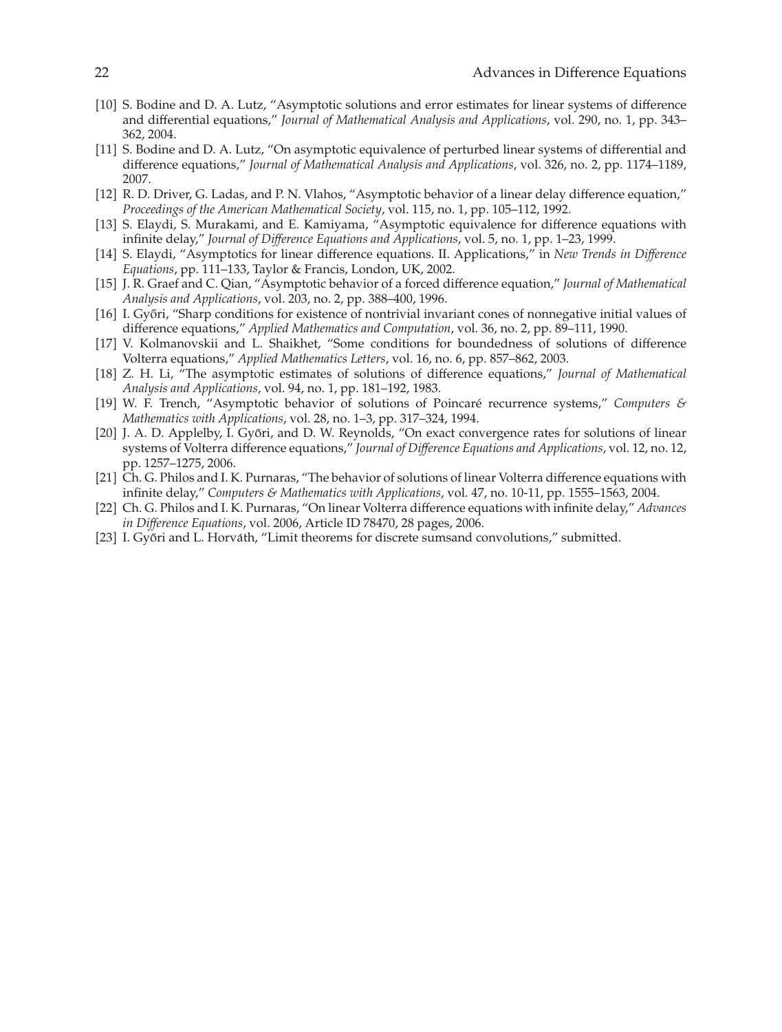[10] S. Bodine and D. A. Lutz, "Asymptotic solutions and error estimates for linear systems of difference and differential equations," *Journal of Mathematical Analysis and Applications*, vol. 290, no. 1, pp. 343–362, 2004.

[11] S. Bodine and D. A. Lutz, "On asymptotic equivalence of perturbed linear systems of differential and difference equations," *Journal of Mathematical Analysis and Applications*, vol. 326, no. 2, pp. 1174–1189, 2007.

[12] R. D. Driver, G. Ladas, and P. N. Vlahos, "Asymptotic behavior of a linear delay difference equation," *Proceedings of the American Mathematical Society*, vol. 115, no. 1, pp. 105–112, 1992.

[13] S. Elaydi, S. Murakami, and E. Kamiyama, "Asymptotic equivalence for difference equations with infinite delay," *Journal of Difference Equations and Applications*, vol. 5, no. 1, pp. 1–23, 1999.

[14] S. Elaydi, "Asymptotics for linear difference equations. II. Applications," in *New Trends in Difference Equations*, pp. 111–133, Taylor & Francis, London, UK, 2002.

[15] J. R. Graef and C. Qian, "Asymptotic behavior of a forced difference equation," *Journal of Mathematical Analysis and Applications*, vol. 203, no. 2, pp. 388–400, 1996.

[16] I. Győri, "Sharp conditions for existence of nontrivial invariant cones of nonnegative initial values of difference equations," *Applied Mathematics and Computation*, vol. 36, no. 2, pp. 89–111, 1990.

[17] V. Kolmanovskii and L. Shaikhet, "Some conditions for boundedness of solutions of difference Volterra equations," *Applied Mathematics Letters*, vol. 16, no. 6, pp. 857–862, 2003.

[18] Z. H. Li, "The asymptotic estimates of solutions of difference equations," *Journal of Mathematical Analysis and Applications*, vol. 94, no. 1, pp. 181–192, 1983.

[19] W. F. Trench, "Asymptotic behavior of solutions of Poincaré recurrence systems," *Computers & Mathematics with Applications*, vol. 28, no. 1–3, pp. 317–324, 1994.

[20] J. A. D. Applelby, I. Győri, and D. W. Reynolds, "On exact convergence rates for solutions of linear systems of Volterra difference equations," *Journal of Difference Equations and Applications*, vol. 12, no. 12, pp. 1257–1275, 2006.

[21] Ch. G. Philos and I. K. Purnaras, "The behavior of solutions of linear Volterra difference equations with infinite delay," *Computers & Mathematics with Applications*, vol. 47, no. 10-11, pp. 1555–1563, 2004.

[22] Ch. G. Philos and I. K. Purnaras, "On linear Volterra difference equations with infinite delay," *Advances in Difference Equations*, vol. 2006, Article ID 78470, 28 pages, 2006.

[23] I. Győri and L. Horváth, "Limit theorems for discrete sumsand convolutions," submitted.